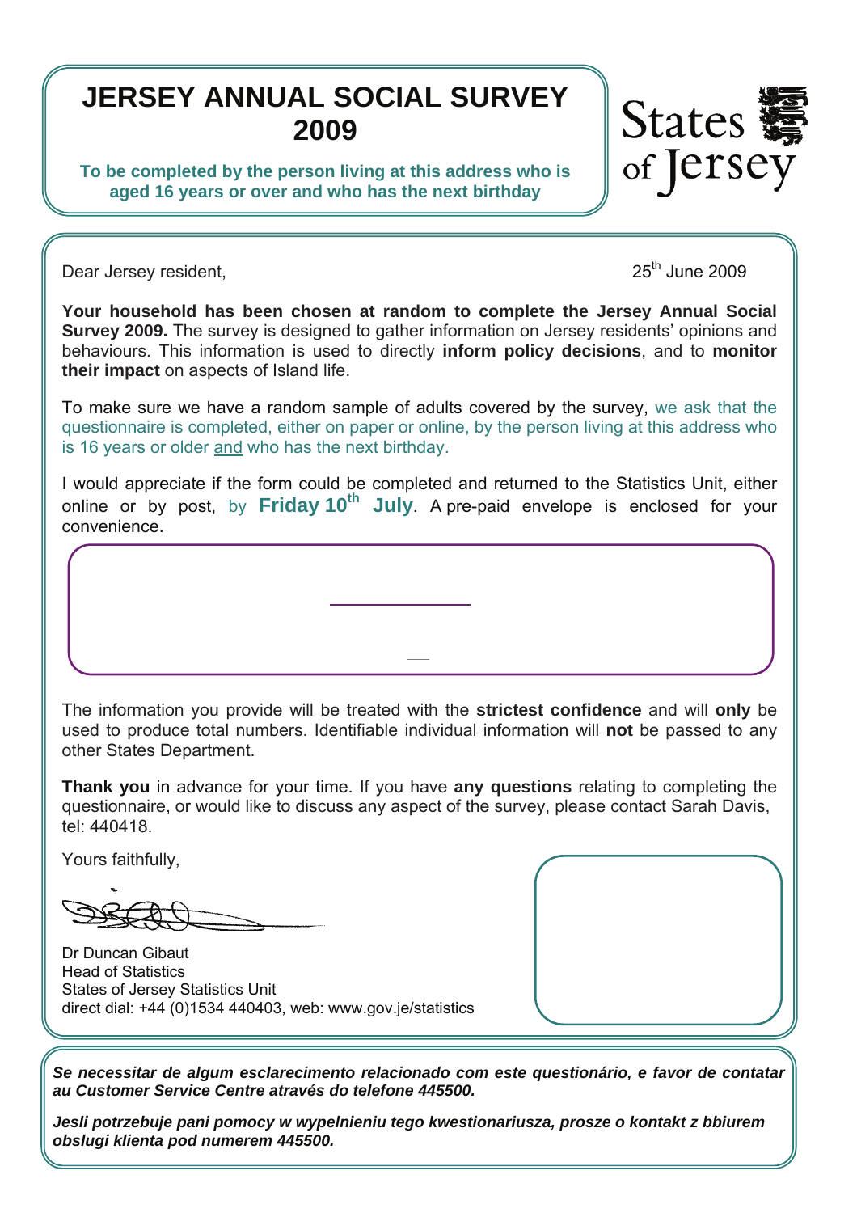# JERSEY ANNUAL SOCIAL SURVEY 2009

**To be completed by the person living at this address who is aged 16 years or over and who has the next birthday**

States of Jersey

Dear Jersey resident,

25th June 2009

**Your household has been chosen at random to complete the Jersey Annual Social Survey 2009.** The survey is designed to gather information on Jersey residents' opinions and behaviours. This information is used to directly **inform policy decisions**, and to **monitor their impact** on aspects of Island life.

To make sure we have a random sample of adults covered by the survey, we ask that the questionnaire is completed, either on paper or online, by the person living at this address who is 16 years or older and who has the next birthday.

I would appreciate if the form could be completed and returned to the Statistics Unit, either online or by post, by **Friday 10th July**. A pre-paid envelope is enclosed for your convenience.

The information you provide will be treated with the **strictest confidence** and will **only** be used to produce total numbers. Identifiable individual information will **not** be passed to any other States Department.

**Thank you** in advance for your time. If you have **any questions** relating to completing the questionnaire, or would like to discuss any aspect of the survey, please contact Sarah Davis, tel: 440418.

Yours faithfully,

Dr Duncan Gibaut
Head of Statistics
States of Jersey Statistics Unit
direct dial: +44 (0)1534 440403, web: www.gov.je/statistics

***Se necessitar de algum esclarecimento relacionado com este questionário, e favor de contatar au Customer Service Centre através do telefone 445500.***

***Jesli potrzebuje pani pomocy w wypelnieniu tego kwestionariusza, prosze o kontakt z bbiurem obslugi klienta pod numerem 445500.***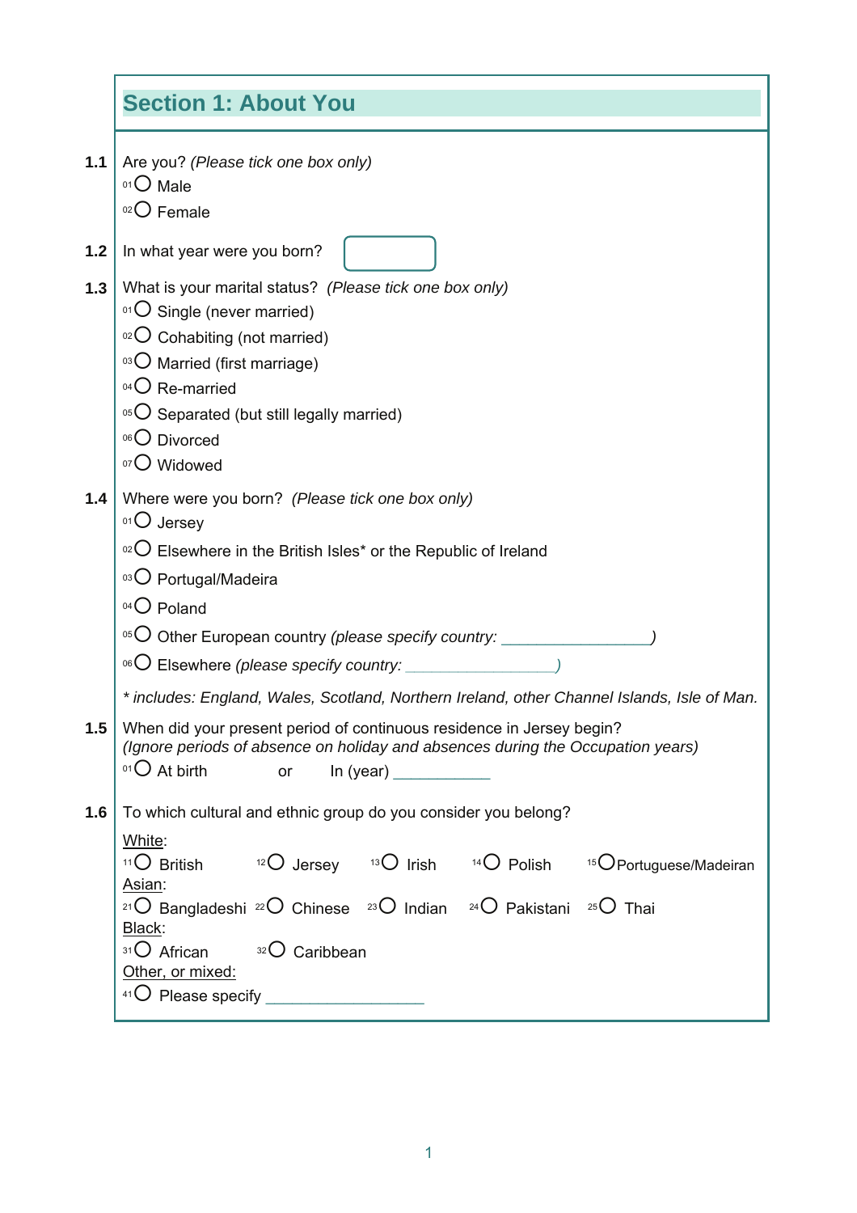## Section 1: About You

**1.1** Are you? *(Please tick one box only)*

- 01 ○ Male
- 02 ○ Female

**1.2** In what year were you born? [ ]

**1.3** What is your marital status? *(Please tick one box only)*

- 01 ○ Single (never married)
- 02 ○ Cohabiting (not married)
- 03 ○ Married (first marriage)
- 04 ○ Re-married
- 05 ○ Separated (but still legally married)
- 06 ○ Divorced
- 07 ○ Widowed

**1.4** Where were you born? *(Please tick one box only)*

- 01 ○ Jersey
- 02 ○ Elsewhere in the British Isles* or the Republic of Ireland
- 03 ○ Portugal/Madeira
- 04 ○ Poland
- 05 ○ Other European country *(please specify country: _________________)*
- 06 ○ Elsewhere *(please specify country: _________________)*

*\* includes: England, Wales, Scotland, Northern Ireland, other Channel Islands, Isle of Man.*

**1.5** When did your present period of continuous residence in Jersey begin?
*(Ignore periods of absence on holiday and absences during the Occupation years)*

01 ○ At birth or In (year) ___________

**1.6** To which cultural and ethnic group do you consider you belong?

White:

- 11 ○ British
- 12 ○ Jersey
- 13 ○ Irish
- 14 ○ Polish
- 15 ○ Portuguese/Madeiran

Asian:

- 21 ○ Bangladeshi
- 22 ○ Chinese
- 23 ○ Indian
- 24 ○ Pakistani
- 25 ○ Thai

Black:

- 31 ○ African
- 32 ○ Caribbean

Other, or mixed:

- 41 ○ Please specify __________________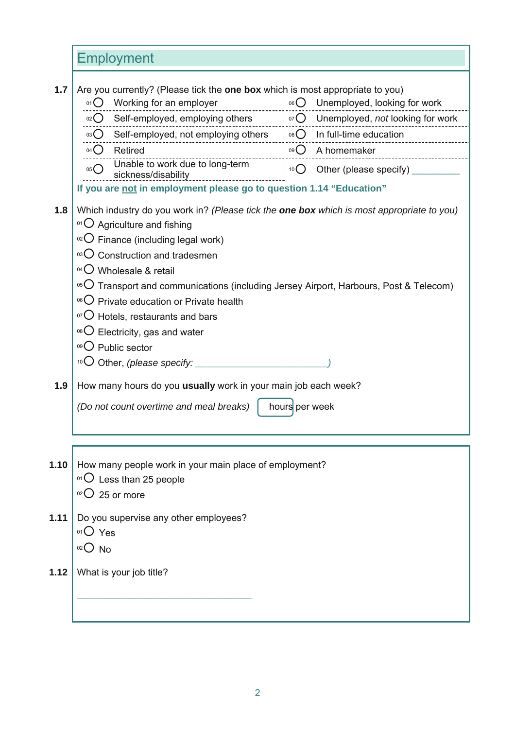## Employment

**1.7** Are you currently? (Please tick the **one box** which is most appropriate to you)

| | |
|---|---|
| 01 ◯ Working for an employer | 06 ◯ Unemployed, looking for work |
| 02 ◯ Self-employed, employing others | 07 ◯ Unemployed, *not* looking for work |
| 03 ◯ Self-employed, not employing others | 08 ◯ In full-time education |
| 04 ◯ Retired | 09 ◯ A homemaker |
| 05 ◯ Unable to work due to long-term sickness/disability | 10 ◯ Other (please specify) __________ |

**If you are <u>not</u> in employment please go to question 1.14 "Education"**

**1.8** Which industry do you work in? *(Please tick the* ***one box*** *which is most appropriate to you)*

01 ◯ Agriculture and fishing
02 ◯ Finance (including legal work)
03 ◯ Construction and tradesmen
04 ◯ Wholesale & retail
05 ◯ Transport and communications (including Jersey Airport, Harbours, Post & Telecom)
06 ◯ Private education or Private health
07 ◯ Hotels, restaurants and bars
08 ◯ Electricity, gas and water
09 ◯ Public sector
10 ◯ Other, *(please specify: ___________________________)*

**1.9** How many hours do you **usually** work in your main job each week?

*(Do not count overtime and meal breaks)* [ hours ] per week

**1.10** How many people work in your main place of employment?

01 ◯ Less than 25 people
02 ◯ 25 or more

**1.11** Do you supervise any other employees?

01 ◯ Yes
02 ◯ No

**1.12** What is your job title?

____________________________________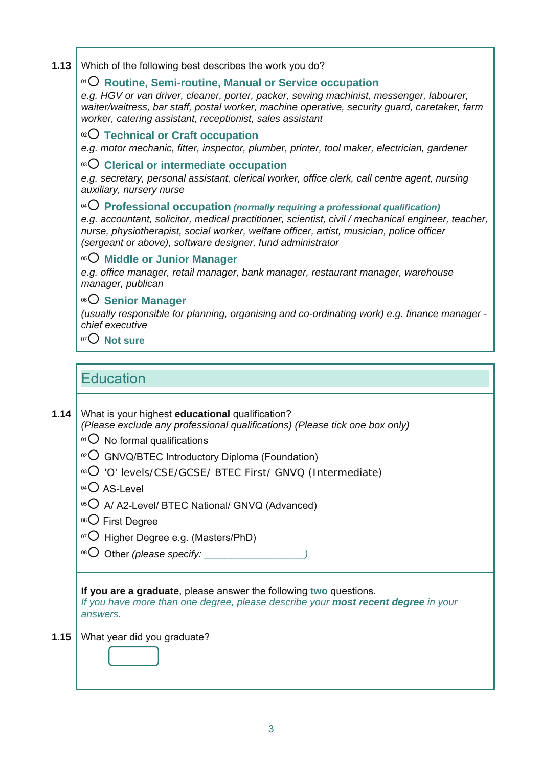**1.13** Which of the following best describes the work you do?

- $^{01}$ ○ **Routine, Semi-routine, Manual or Service occupation**
  *e.g. HGV or van driver, cleaner, porter, packer, sewing machinist, messenger, labourer, waiter/waitress, bar staff, postal worker, machine operative, security guard, caretaker, farm worker, catering assistant, receptionist, sales assistant*
- $^{02}$ ○ **Technical or Craft occupation**
  *e.g. motor mechanic, fitter, inspector, plumber, printer, tool maker, electrician, gardener*
- $^{03}$ ○ **Clerical or intermediate occupation**
  *e.g. secretary, personal assistant, clerical worker, office clerk, call centre agent, nursing auxiliary, nursery nurse*
- $^{04}$ ○ **Professional occupation** ***(normally requiring a professional qualification)***
  *e.g. accountant, solicitor, medical practitioner, scientist, civil / mechanical engineer, teacher, nurse, physiotherapist, social worker, welfare officer, artist, musician, police officer (sergeant or above), software designer, fund administrator*
- $^{05}$ ○ **Middle or Junior Manager**
  *e.g. office manager, retail manager, bank manager, restaurant manager, warehouse manager, publican*
- $^{06}$ ○ **Senior Manager**
  *(usually responsible for planning, organising and co-ordinating work) e.g. finance manager - chief executive*
- $^{07}$ ○ **Not sure**

## Education

**1.14** What is your highest **educational** qualification?
*(Please exclude any professional qualifications) (Please tick one box only)*

- $^{01}$ ○ No formal qualifications
- $^{02}$ ○ GNVQ/BTEC Introductory Diploma (Foundation)
- $^{03}$ ○ 'O' levels/CSE/GCSE/ BTEC First/ GNVQ (Intermediate)
- $^{04}$ ○ AS-Level
- $^{05}$ ○ A/ A2-Level/ BTEC National/ GNVQ (Advanced)
- $^{06}$ ○ First Degree
- $^{07}$ ○ Higher Degree e.g. (Masters/PhD)
- $^{08}$ ○ Other *(please specify: ___________________)*

**If you are a graduate**, please answer the following **two** questions.
*If you have more than one degree, please describe your **most recent degree** in your answers.*

**1.15** What year did you graduate?

[ ]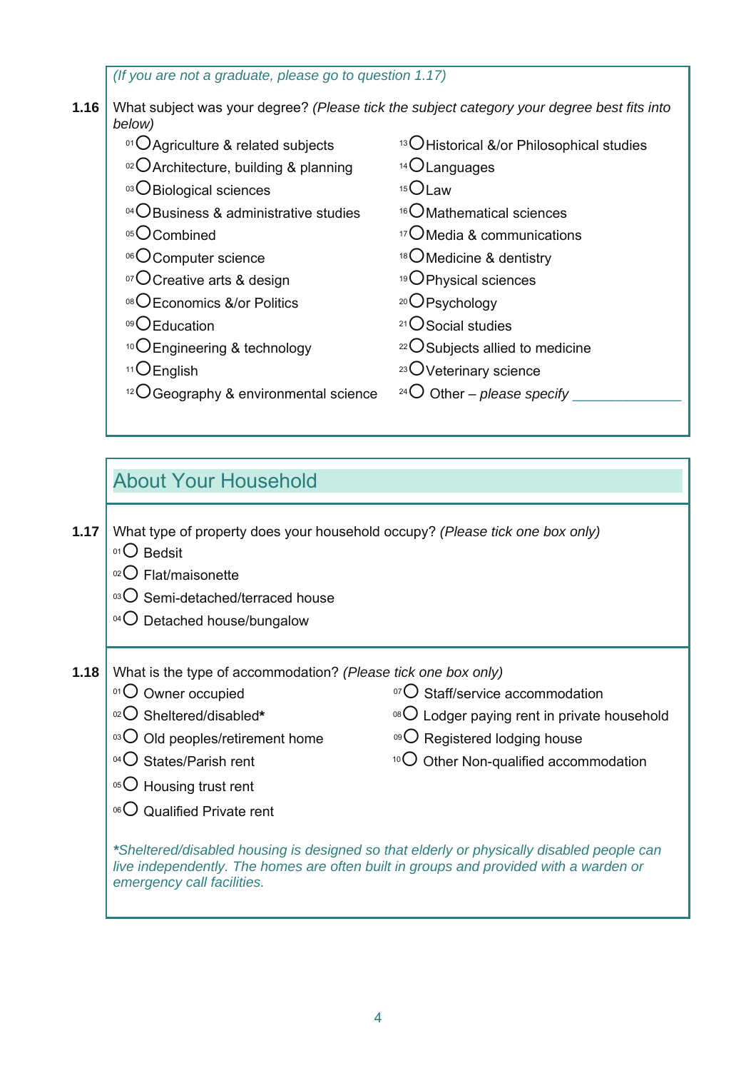*(If you are not a graduate, please go to question 1.17)*

**1.16** What subject was your degree? *(Please tick the subject category your degree best fits into below)*

- 01 ○ Agriculture & related subjects
- 02 ○ Architecture, building & planning
- 03 ○ Biological sciences
- 04 ○ Business & administrative studies
- 05 ○ Combined
- 06 ○ Computer science
- 07 ○ Creative arts & design
- 08 ○ Economics &/or Politics
- 09 ○ Education
- 10 ○ Engineering & technology
- 11 ○ English
- 12 ○ Geography & environmental science
- 13 ○ Historical &/or Philosophical studies
- 14 ○ Languages
- 15 ○ Law
- 16 ○ Mathematical sciences
- 17 ○ Media & communications
- 18 ○ Medicine & dentistry
- 19 ○ Physical sciences
- 20 ○ Psychology
- 21 ○ Social studies
- 22 ○ Subjects allied to medicine
- 23 ○ Veterinary science
- 24 ○ Other – *please specify* ______________

## About Your Household

**1.17** What type of property does your household occupy? *(Please tick one box only)*

- 01 ○ Bedsit
- 02 ○ Flat/maisonette
- 03 ○ Semi-detached/terraced house
- 04 ○ Detached house/bungalow

**1.18** What is the type of accommodation? *(Please tick one box only)*

- 01 ○ Owner occupied
- 02 ○ Sheltered/disabled**\***
- 03 ○ Old peoples/retirement home
- 04 ○ States/Parish rent
- 05 ○ Housing trust rent
- 06 ○ Qualified Private rent
- 07 ○ Staff/service accommodation
- 08 ○ Lodger paying rent in private household
- 09 ○ Registered lodging house
- 10 ○ Other Non-qualified accommodation

***\*****Sheltered/disabled housing is designed so that elderly or physically disabled people can live independently. The homes are often built in groups and provided with a warden or emergency call facilities.*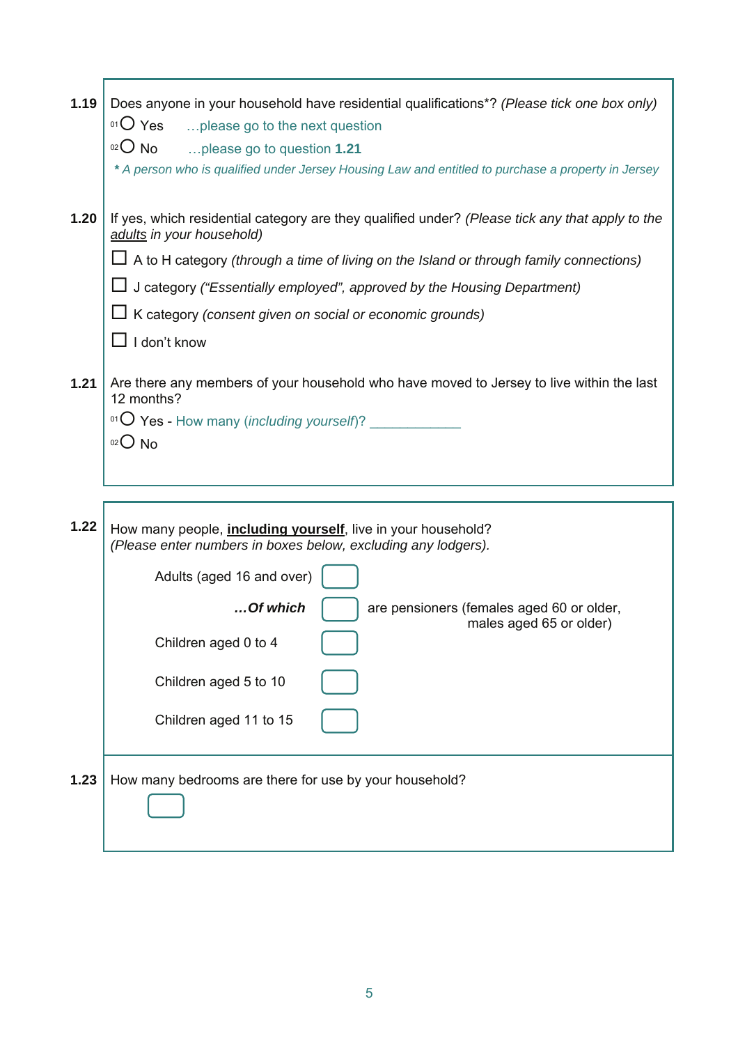**1.19** Does anyone in your household have residential qualifications*? *(Please tick one box only)*

- 01 ○ Yes …please go to the next question
- 02 ○ No …please go to question **1.21**

*\* A person who is qualified under Jersey Housing Law and entitled to purchase a property in Jersey*

**1.20** If yes, which residential category are they qualified under? *(Please tick any that apply to the adults in your household)*

- ☐ A to H category *(through a time of living on the Island or through family connections)*
- ☐ J category *("Essentially employed", approved by the Housing Department)*
- ☐ K category *(consent given on social or economic grounds)*
- ☐ I don't know

**1.21** Are there any members of your household who have moved to Jersey to live within the last 12 months?

- 01 ○ Yes - How many (*including yourself*)? ____________
- 02 ○ No

**1.22** How many people, **including yourself**, live in your household?
*(Please enter numbers in boxes below, excluding any lodgers).*

Adults (aged 16 and over) ☐

***…Of which*** ☐ are pensioners (females aged 60 or older, males aged 65 or older)

Children aged 0 to 4 ☐

Children aged 5 to 10 ☐

Children aged 11 to 15 ☐

**1.23** How many bedrooms are there for use by your household?

☐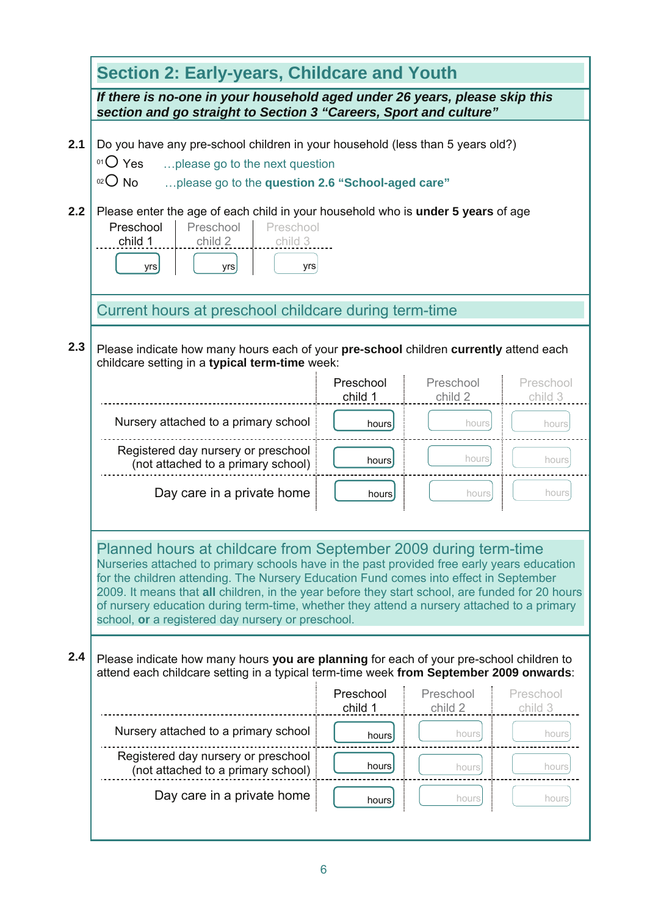## Section 2: Early-years, Childcare and Youth

***If there is no-one in your household aged under 26 years, please skip this section and go straight to Section 3 "Careers, Sport and culture"***

**2.1** Do you have any pre-school children in your household (less than 5 years old?)

- 01 ○ Yes …please go to the next question
- 02 ○ No …please go to the **question 2.6 "School-aged care"**

**2.2** Please enter the age of each child in your household who is **under 5 years** of age

| Preschool child 1 | Preschool child 2 | Preschool child 3 |
|---|---|---|
| yrs | yrs | yrs |

### Current hours at preschool childcare during term-time

**2.3** Please indicate how many hours each of your **pre-school** children **currently** attend each childcare setting in a **typical term-time** week:

| | Preschool child 1 | Preschool child 2 | Preschool child 3 |
|---|---|---|---|
| Nursery attached to a primary school | hours | hours | hours |
| Registered day nursery or preschool (not attached to a primary school) | hours | hours | hours |
| Day care in a private home | hours | hours | hours |

### Planned hours at childcare from September 2009 during term-time

Nurseries attached to primary schools have in the past provided free early years education for the children attending. The Nursery Education Fund comes into effect in September 2009. It means that **all** children, in the year before they start school, are funded for 20 hours of nursery education during term-time, whether they attend a nursery attached to a primary school, **or** a registered day nursery or preschool.

**2.4** Please indicate how many hours **you are planning** for each of your pre-school children to attend each childcare setting in a typical term-time week **from September 2009 onwards**:

| | Preschool child 1 | Preschool child 2 | Preschool child 3 |
|---|---|---|---|
| Nursery attached to a primary school | hours | hours | hours |
| Registered day nursery or preschool (not attached to a primary school) | hours | hours | hours |
| Day care in a private home | hours | hours | hours |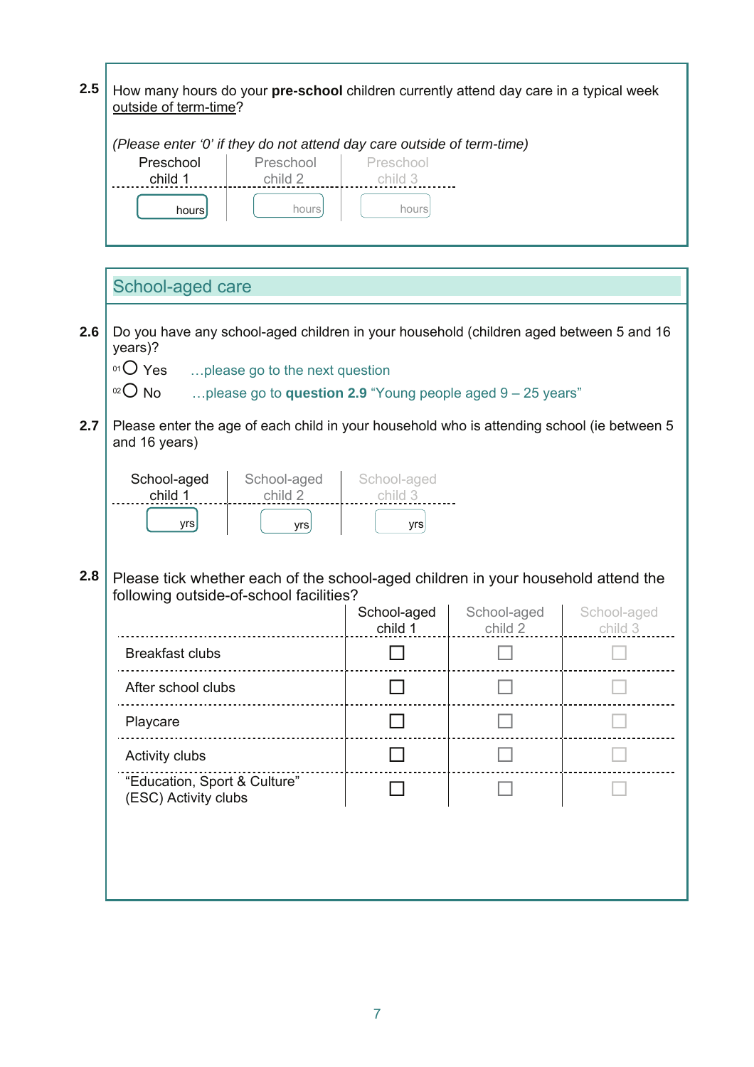**2.5** How many hours do your **pre-school** children currently attend day care in a typical week outside of term-time?

*(Please enter '0' if they do not attend day care outside of term-time)*

| Preschool child 1 | Preschool child 2 | Preschool child 3 |
|---|---|---|
| hours | hours | hours |

## School-aged care

**2.6** Do you have any school-aged children in your household (children aged between 5 and 16 years)?

- 01 ◯ Yes …please go to the next question
- 02 ◯ No …please go to **question 2.9** "Young people aged 9 – 25 years"

**2.7** Please enter the age of each child in your household who is attending school (ie between 5 and 16 years)

| School-aged child 1 | School-aged child 2 | School-aged child 3 |
|---|---|---|
| yrs | yrs | yrs |

**2.8** Please tick whether each of the school-aged children in your household attend the following outside-of-school facilities?

| | School-aged child 1 | School-aged child 2 | School-aged child 3 |
|---|---|---|---|
| Breakfast clubs | ☐ | ☐ | ☐ |
| After school clubs | ☐ | ☐ | ☐ |
| Playcare | ☐ | ☐ | ☐ |
| Activity clubs | ☐ | ☐ | ☐ |
| "Education, Sport & Culture" (ESC) Activity clubs | ☐ | ☐ | ☐ |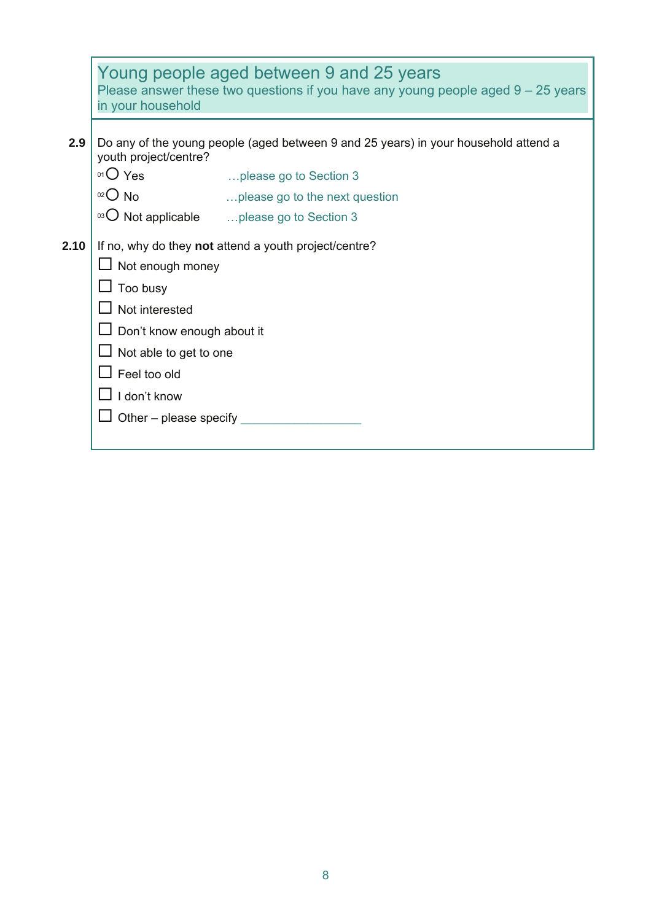## Young people aged between 9 and 25 years

Please answer these two questions if you have any young people aged 9 – 25 years in your household

**2.9** Do any of the young people (aged between 9 and 25 years) in your household attend a youth project/centre?

- 01 ○ Yes …please go to Section 3
- 02 ○ No …please go to the next question
- 03 ○ Not applicable …please go to Section 3

**2.10** If no, why do they **not** attend a youth project/centre?

- ☐ Not enough money
- ☐ Too busy
- ☐ Not interested
- ☐ Don't know enough about it
- ☐ Not able to get to one
- ☐ Feel too old
- ☐ I don't know
- ☐ Other – please specify ___________________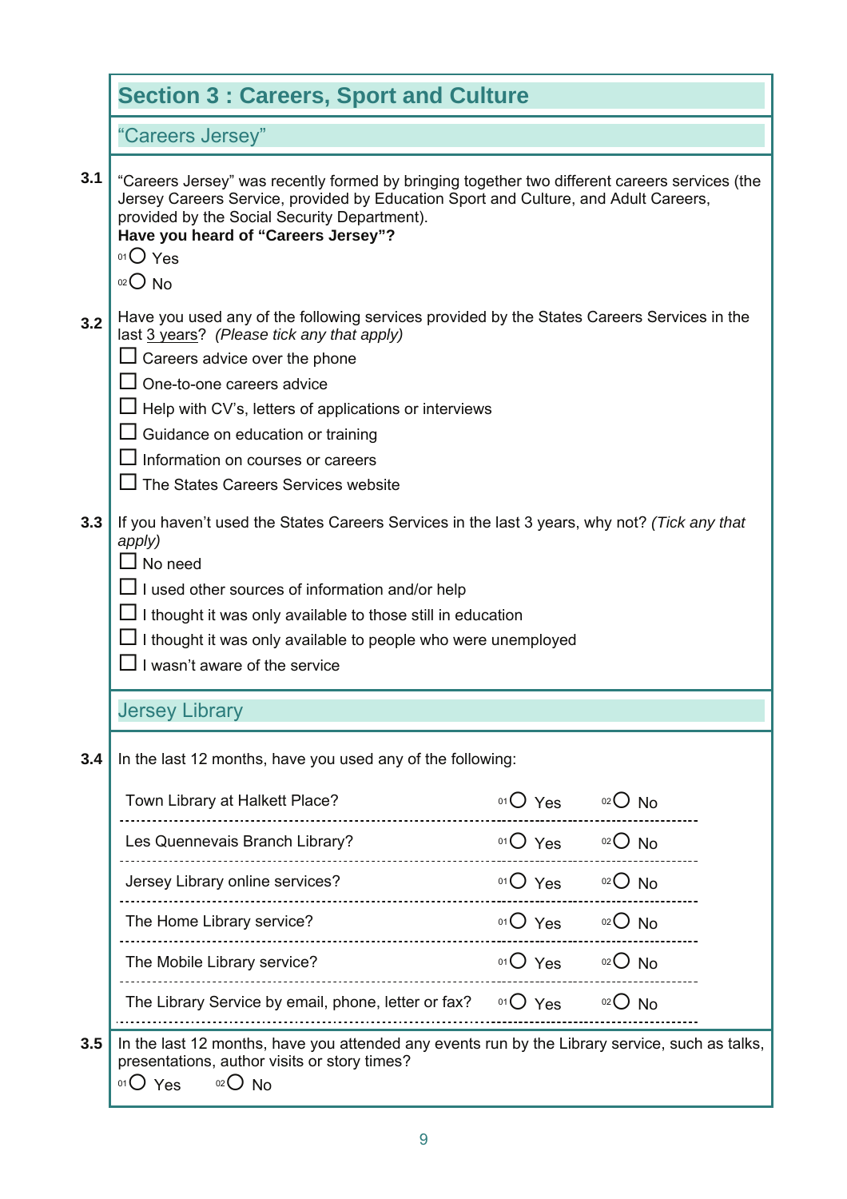## Section 3 : Careers, Sport and Culture

### "Careers Jersey"

**3.1** "Careers Jersey" was recently formed by bringing together two different careers services (the Jersey Careers Service, provided by Education Sport and Culture, and Adult Careers, provided by the Social Security Department).

**Have you heard of "Careers Jersey"?**

- 01 ◯ Yes
- 02 ◯ No

**3.2** Have you used any of the following services provided by the States Careers Services in the last 3 years? *(Please tick any that apply)*

- ☐ Careers advice over the phone
- ☐ One-to-one careers advice
- ☐ Help with CV's, letters of applications or interviews
- ☐ Guidance on education or training
- ☐ Information on courses or careers
- ☐ The States Careers Services website

**3.3** If you haven't used the States Careers Services in the last 3 years, why not? *(Tick any that apply)*

- ☐ No need
- ☐ I used other sources of information and/or help
- ☐ I thought it was only available to those still in education
- ☐ I thought it was only available to people who were unemployed
- ☐ I wasn't aware of the service

### Jersey Library

**3.4** In the last 12 months, have you used any of the following:

| | | |
|---|---|---|
| Town Library at Halkett Place? | 01 ◯ Yes | 02 ◯ No |
| Les Quennevais Branch Library? | 01 ◯ Yes | 02 ◯ No |
| Jersey Library online services? | 01 ◯ Yes | 02 ◯ No |
| The Home Library service? | 01 ◯ Yes | 02 ◯ No |
| The Mobile Library service? | 01 ◯ Yes | 02 ◯ No |
| The Library Service by email, phone, letter or fax? | 01 ◯ Yes | 02 ◯ No |

**3.5** In the last 12 months, have you attended any events run by the Library service, such as talks, presentations, author visits or story times?

01 ◯ Yes    02 ◯ No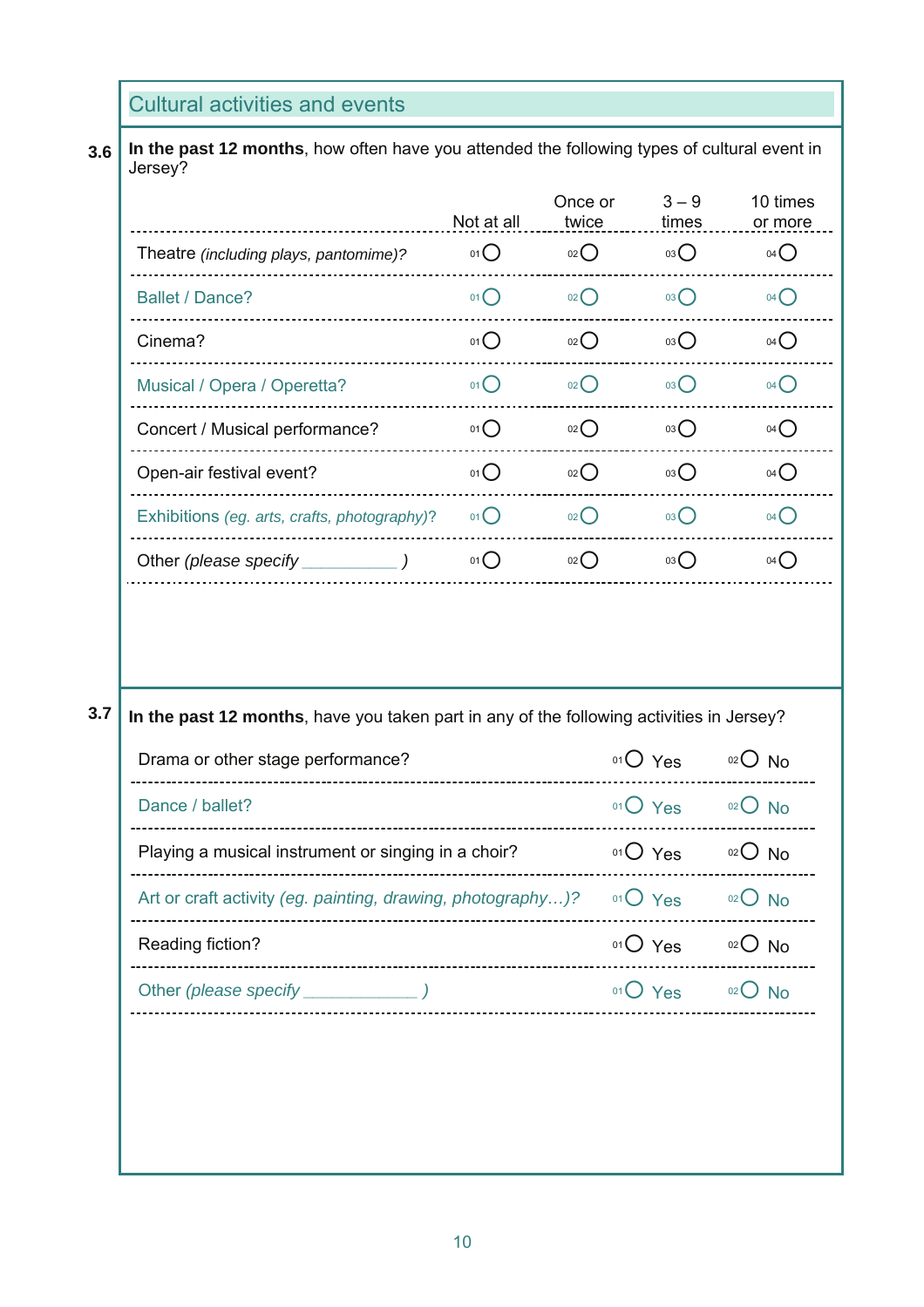## Cultural activities and events

**3.6** **In the past 12 months**, how often have you attended the following types of cultural event in Jersey?

| | Not at all | Once or twice | 3 – 9 times | 10 times or more |
|---|---|---|---|---|
| Theatre *(including plays, pantomime)?* | 01 ◯ | 02 ◯ | 03 ◯ | 04 ◯ |
| Ballet / Dance? | 01 ◯ | 02 ◯ | 03 ◯ | 04 ◯ |
| Cinema? | 01 ◯ | 02 ◯ | 03 ◯ | 04 ◯ |
| Musical / Opera / Operetta? | 01 ◯ | 02 ◯ | 03 ◯ | 04 ◯ |
| Concert / Musical performance? | 01 ◯ | 02 ◯ | 03 ◯ | 04 ◯ |
| Open-air festival event? | 01 ◯ | 02 ◯ | 03 ◯ | 04 ◯ |
| Exhibitions *(eg. arts, crafts, photography)*? | 01 ◯ | 02 ◯ | 03 ◯ | 04 ◯ |
| Other *(please specify __________ )* | 01 ◯ | 02 ◯ | 03 ◯ | 04 ◯ |

**3.7** **In the past 12 months**, have you taken part in any of the following activities in Jersey?

| | | |
|---|---|---|
| Drama or other stage performance? | 01 ◯ Yes | 02 ◯ No |
| Dance / ballet? | 01 ◯ Yes | 02 ◯ No |
| Playing a musical instrument or singing in a choir? | 01 ◯ Yes | 02 ◯ No |
| Art or craft activity *(eg. painting, drawing, photography…)?* | 01 ◯ Yes | 02 ◯ No |
| Reading fiction? | 01 ◯ Yes | 02 ◯ No |
| Other *(please specify ____________ )* | 01 ◯ Yes | 02 ◯ No |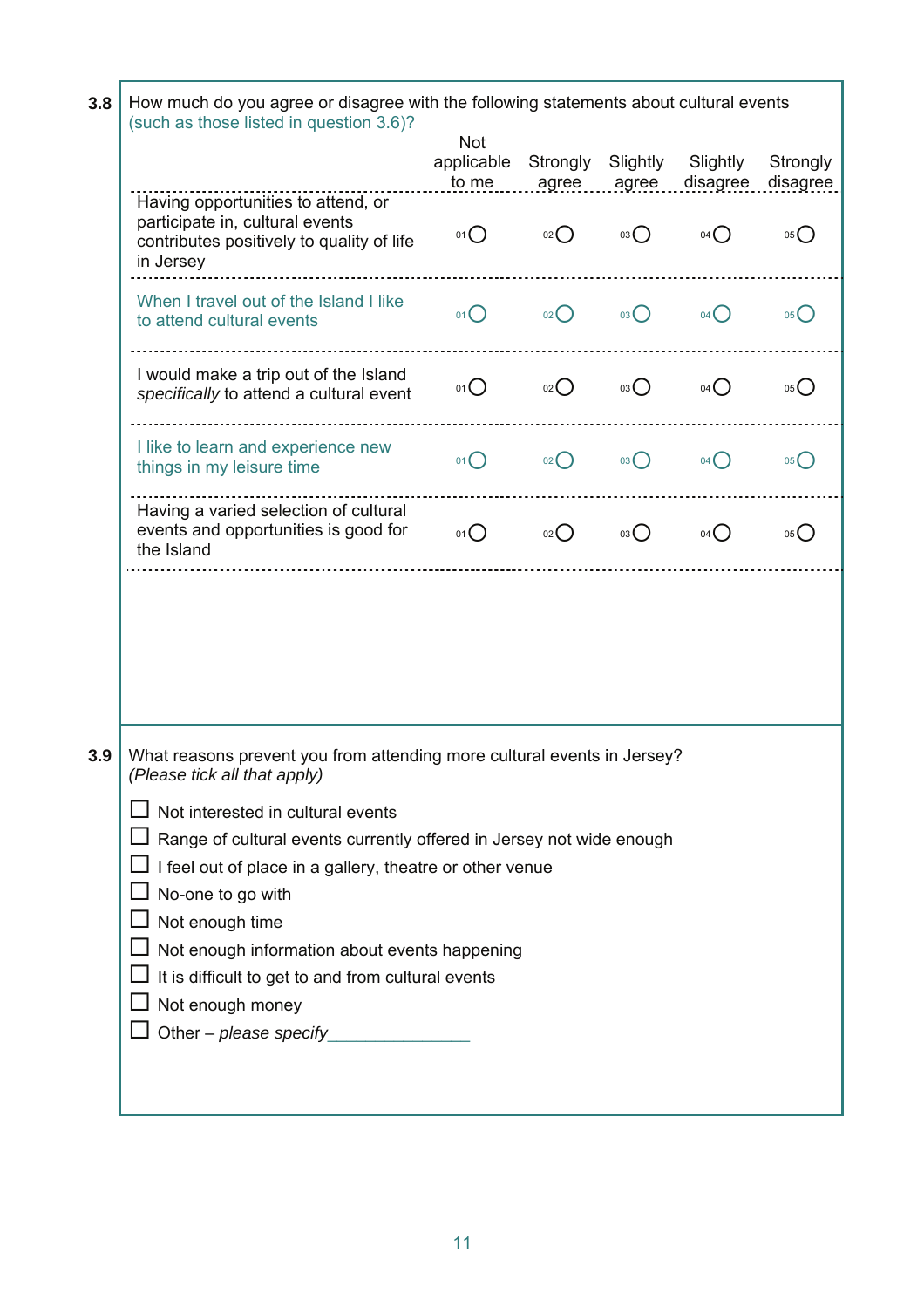**3.8** How much do you agree or disagree with the following statements about cultural events (such as those listed in question 3.6)?

| | Not applicable to me | Strongly agree | Slightly agree | Slightly disagree | Strongly disagree |
|---|---|---|---|---|---|
| Having opportunities to attend, or participate in, cultural events contributes positively to quality of life in Jersey | 01 ○ | 02 ○ | 03 ○ | 04 ○ | 05 ○ |
| When I travel out of the Island I like to attend cultural events | 01 ○ | 02 ○ | 03 ○ | 04 ○ | 05 ○ |
| I would make a trip out of the Island *specifically* to attend a cultural event | 01 ○ | 02 ○ | 03 ○ | 04 ○ | 05 ○ |
| I like to learn and experience new things in my leisure time | 01 ○ | 02 ○ | 03 ○ | 04 ○ | 05 ○ |
| Having a varied selection of cultural events and opportunities is good for the Island | 01 ○ | 02 ○ | 03 ○ | 04 ○ | 05 ○ |

**3.9** What reasons prevent you from attending more cultural events in Jersey? *(Please tick all that apply)*

- ☐ Not interested in cultural events
- ☐ Range of cultural events currently offered in Jersey not wide enough
- ☐ I feel out of place in a gallery, theatre or other venue
- ☐ No-one to go with
- ☐ Not enough time
- ☐ Not enough information about events happening
- ☐ It is difficult to get to and from cultural events
- ☐ Not enough money
- ☐ Other – *please specify*_______________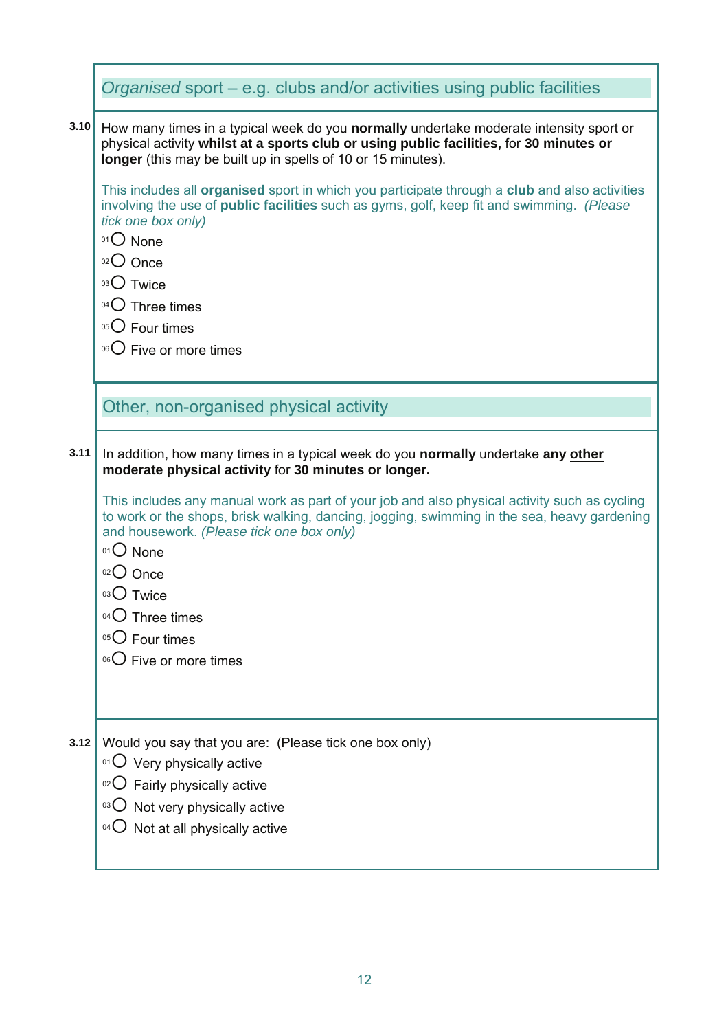## *Organised* sport – e.g. clubs and/or activities using public facilities

**3.10** How many times in a typical week do you **normally** undertake moderate intensity sport or physical activity **whilst at a sports club or using public facilities,** for **30 minutes or longer** (this may be built up in spells of 10 or 15 minutes).

This includes all **organised** sport in which you participate through a **club** and also activities involving the use of **public facilities** such as gyms, golf, keep fit and swimming. *(Please tick one box only)*

- 01 ○ None
- 02 ○ Once
- 03 ○ Twice
- 04 ○ Three times
- 05 ○ Four times
- 06 ○ Five or more times

## Other, non-organised physical activity

**3.11** In addition, how many times in a typical week do you **normally** undertake **any <u>other</u> moderate physical activity** for **30 minutes or longer.**

This includes any manual work as part of your job and also physical activity such as cycling to work or the shops, brisk walking, dancing, jogging, swimming in the sea, heavy gardening and housework. *(Please tick one box only)*

- 01 ○ None
- 02 ○ Once
- 03 ○ Twice
- 04 ○ Three times
- 05 ○ Four times
- 06 ○ Five or more times

**3.12** Would you say that you are: (Please tick one box only)

- 01 ○ Very physically active
- 02 ○ Fairly physically active
- 03 ○ Not very physically active
- 04 ○ Not at all physically active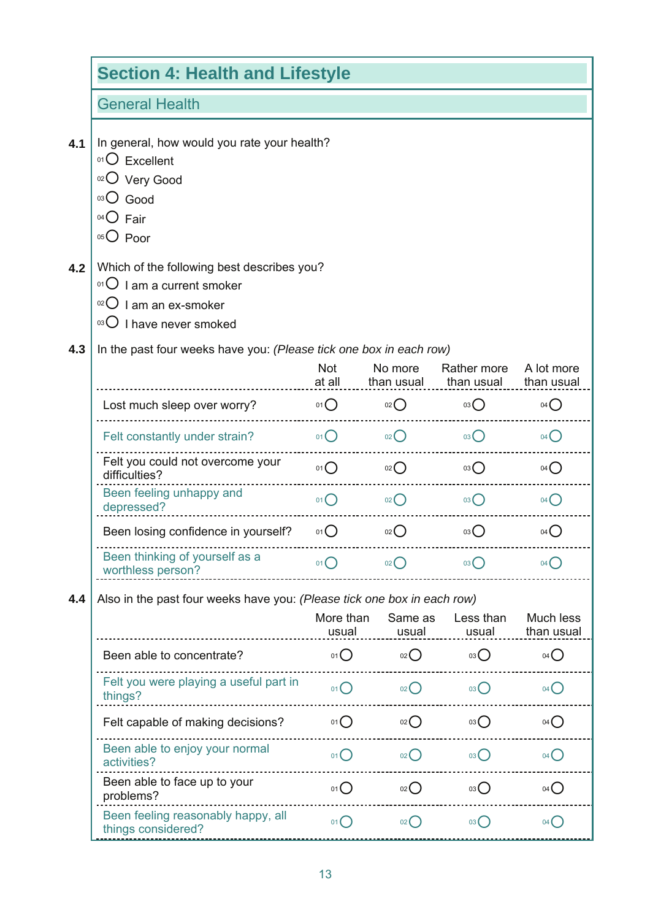# Section 4: Health and Lifestyle

## General Health

**4.1** In general, how would you rate your health?

- 01 ○ Excellent
- 02 ○ Very Good
- 03 ○ Good
- 04 ○ Fair
- 05 ○ Poor

**4.2** Which of the following best describes you?

- 01 ○ I am a current smoker
- 02 ○ I am an ex-smoker
- 03 ○ I have never smoked

**4.3** In the past four weeks have you: *(Please tick one box in each row)*

| | Not at all | No more than usual | Rather more than usual | A lot more than usual |
|---|---|---|---|---|
| Lost much sleep over worry? | 01 ○ | 02 ○ | 03 ○ | 04 ○ |
| Felt constantly under strain? | 01 ○ | 02 ○ | 03 ○ | 04 ○ |
| Felt you could not overcome your difficulties? | 01 ○ | 02 ○ | 03 ○ | 04 ○ |
| Been feeling unhappy and depressed? | 01 ○ | 02 ○ | 03 ○ | 04 ○ |
| Been losing confidence in yourself? | 01 ○ | 02 ○ | 03 ○ | 04 ○ |
| Been thinking of yourself as a worthless person? | 01 ○ | 02 ○ | 03 ○ | 04 ○ |

**4.4** Also in the past four weeks have you: *(Please tick one box in each row)*

| | More than usual | Same as usual | Less than usual | Much less than usual |
|---|---|---|---|---|
| Been able to concentrate? | 01 ○ | 02 ○ | 03 ○ | 04 ○ |
| Felt you were playing a useful part in things? | 01 ○ | 02 ○ | 03 ○ | 04 ○ |
| Felt capable of making decisions? | 01 ○ | 02 ○ | 03 ○ | 04 ○ |
| Been able to enjoy your normal activities? | 01 ○ | 02 ○ | 03 ○ | 04 ○ |
| Been able to face up to your problems? | 01 ○ | 02 ○ | 03 ○ | 04 ○ |
| Been feeling reasonably happy, all things considered? | 01 ○ | 02 ○ | 03 ○ | 04 ○ |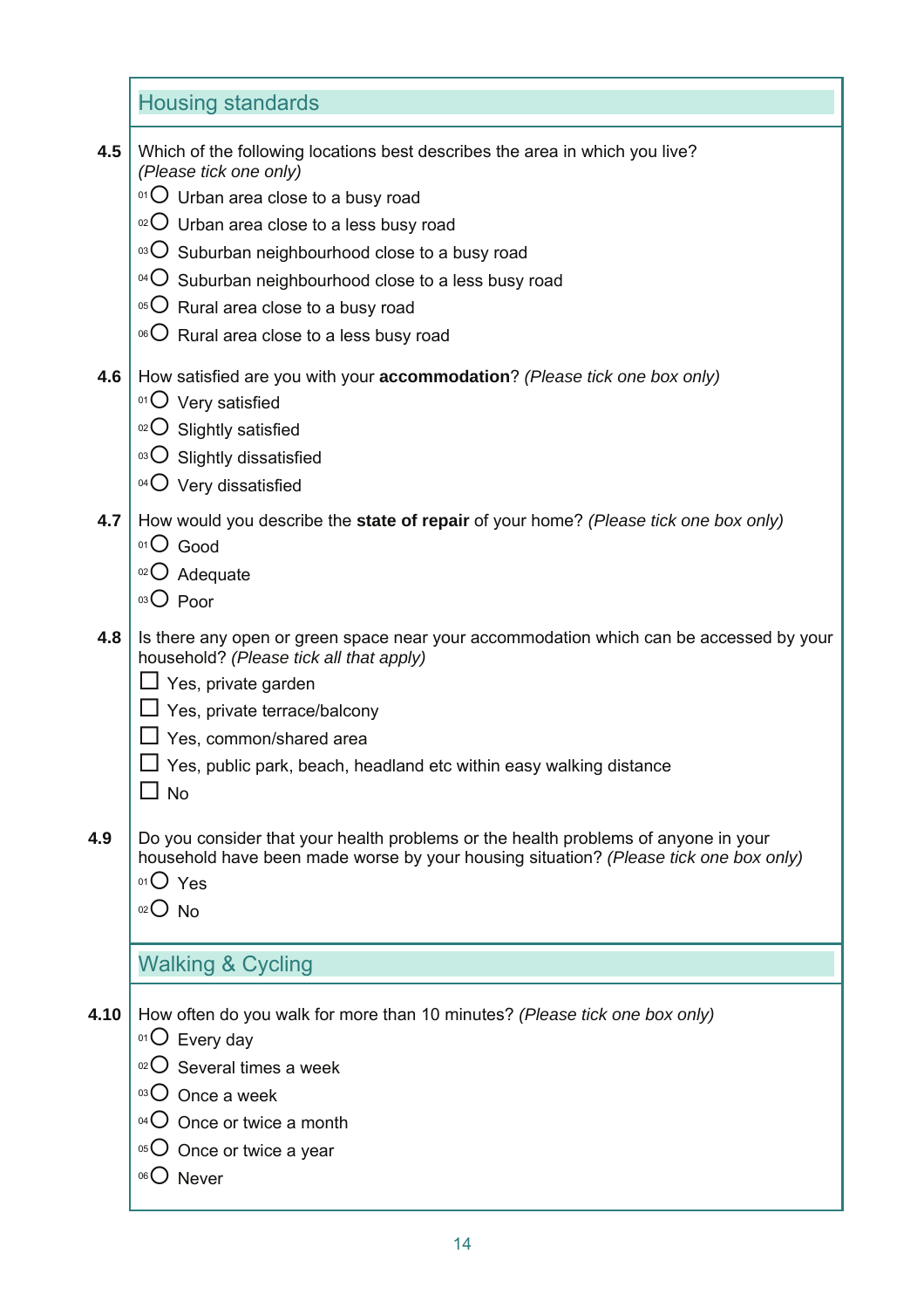## Housing standards

**4.5** Which of the following locations best describes the area in which you live? *(Please tick one only)*

- 01 ○ Urban area close to a busy road
- 02 ○ Urban area close to a less busy road
- 03 ○ Suburban neighbourhood close to a busy road
- 04 ○ Suburban neighbourhood close to a less busy road
- 05 ○ Rural area close to a busy road
- 06 ○ Rural area close to a less busy road

**4.6** How satisfied are you with your **accommodation**? *(Please tick one box only)*

- 01 ○ Very satisfied
- 02 ○ Slightly satisfied
- 03 ○ Slightly dissatisfied
- 04 ○ Very dissatisfied

**4.7** How would you describe the **state of repair** of your home? *(Please tick one box only)*

- 01 ○ Good
- 02 ○ Adequate
- 03 ○ Poor

**4.8** Is there any open or green space near your accommodation which can be accessed by your household? *(Please tick all that apply)*

- ☐ Yes, private garden
- ☐ Yes, private terrace/balcony
- ☐ Yes, common/shared area
- ☐ Yes, public park, beach, headland etc within easy walking distance
- ☐ No

**4.9** Do you consider that your health problems or the health problems of anyone in your household have been made worse by your housing situation? *(Please tick one box only)*

- 01 ○ Yes
- 02 ○ No

## Walking & Cycling

**4.10** How often do you walk for more than 10 minutes? *(Please tick one box only)*

- 01 ○ Every day
- 02 ○ Several times a week
- 03 ○ Once a week
- 04 ○ Once or twice a month
- 05 ○ Once or twice a year
- 06 ○ Never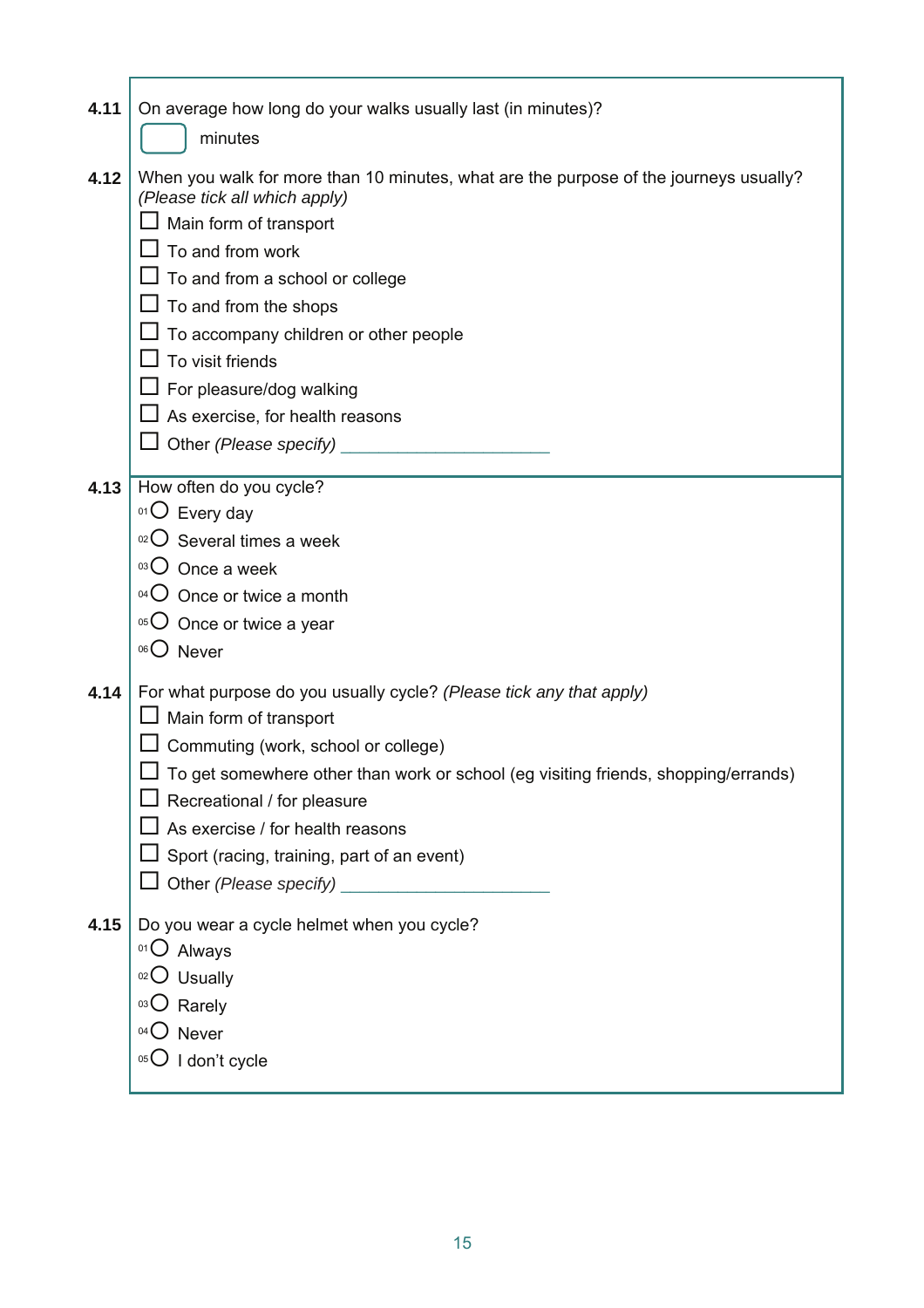**4.11** On average how long do your walks usually last (in minutes)?

☐ minutes

**4.12** When you walk for more than 10 minutes, what are the purpose of the journeys usually? *(Please tick all which apply)*

- ☐ Main form of transport
- ☐ To and from work
- ☐ To and from a school or college
- ☐ To and from the shops
- ☐ To accompany children or other people
- ☐ To visit friends
- ☐ For pleasure/dog walking
- ☐ As exercise, for health reasons
- ☐ Other *(Please specify)* ______________________

**4.13** How often do you cycle?

- 01 ○ Every day
- 02 ○ Several times a week
- 03 ○ Once a week
- 04 ○ Once or twice a month
- 05 ○ Once or twice a year
- 06 ○ Never

**4.14** For what purpose do you usually cycle? *(Please tick any that apply)*

- ☐ Main form of transport
- ☐ Commuting (work, school or college)
- ☐ To get somewhere other than work or school (eg visiting friends, shopping/errands)
- ☐ Recreational / for pleasure
- ☐ As exercise / for health reasons
- ☐ Sport (racing, training, part of an event)
- ☐ Other *(Please specify)* ______________________

**4.15** Do you wear a cycle helmet when you cycle?

- 01 ○ Always
- 02 ○ Usually
- 03 ○ Rarely
- 04 ○ Never
- 05 ○ I don't cycle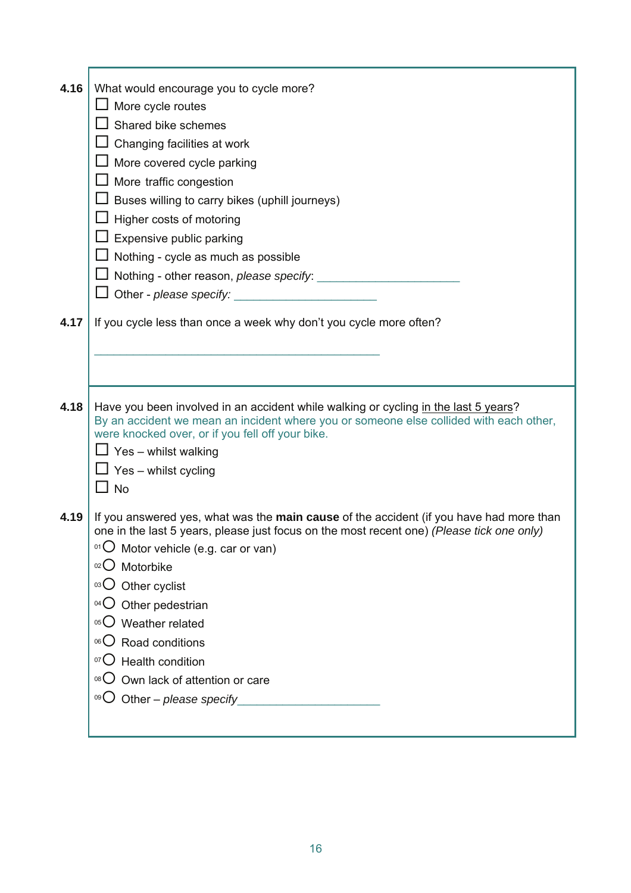**4.16** What would encourage you to cycle more?

- ☐ More cycle routes
- ☐ Shared bike schemes
- ☐ Changing facilities at work
- ☐ More covered cycle parking
- ☐ More traffic congestion
- ☐ Buses willing to carry bikes (uphill journeys)
- ☐ Higher costs of motoring
- ☐ Expensive public parking
- ☐ Nothing - cycle as much as possible
- ☐ Nothing - other reason, *please specify*: ______________________
- ☐ Other - *please specify:* ______________________

**4.17** If you cycle less than once a week why don't you cycle more often?

_____________________________________________

**4.18** Have you been involved in an accident while walking or cycling <u>in the last 5 years</u>?
By an accident we mean an incident where you or someone else collided with each other, were knocked over, or if you fell off your bike.

- ☐ Yes – whilst walking
- ☐ Yes – whilst cycling
- ☐ No

**4.19** If you answered yes, what was the **main cause** of the accident (if you have had more than one in the last 5 years, please just focus on the most recent one) *(Please tick one only)*

- 01 ○ Motor vehicle (e.g. car or van)
- 02 ○ Motorbike
- 03 ○ Other cyclist
- 04 ○ Other pedestrian
- 05 ○ Weather related
- 06 ○ Road conditions
- 07 ○ Health condition
- 08 ○ Own lack of attention or care
- 09 ○ Other – *please specify*______________________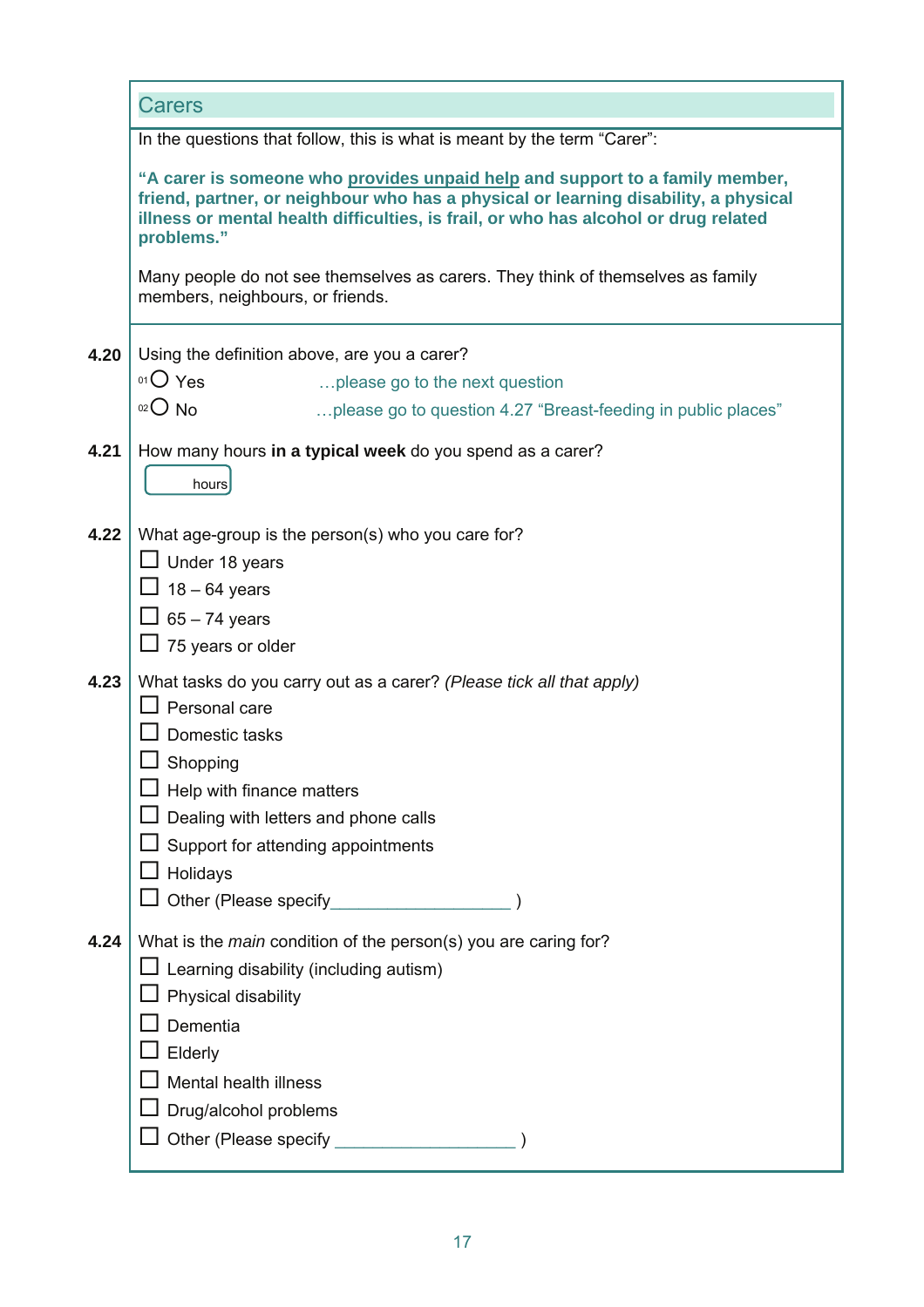## Carers

In the questions that follow, this is what is meant by the term "Carer":

**"A carer is someone who provides unpaid help and support to a family member, friend, partner, or neighbour who has a physical or learning disability, a physical illness or mental health difficulties, is frail, or who has alcohol or drug related problems."**

Many people do not see themselves as carers. They think of themselves as family members, neighbours, or friends.

**4.20** Using the definition above, are you a carer?

- 01 ○ Yes …please go to the next question
- 02 ○ No …please go to question 4.27 "Breast-feeding in public places"

**4.21** How many hours **in a typical week** do you spend as a carer?

[ ] hours

**4.22** What age-group is the person(s) who you care for?

- ☐ Under 18 years
- ☐ 18 – 64 years
- ☐ 65 – 74 years
- ☐ 75 years or older

**4.23** What tasks do you carry out as a carer? *(Please tick all that apply)*

- ☐ Personal care
- ☐ Domestic tasks
- ☐ Shopping
- ☐ Help with finance matters
- ☐ Dealing with letters and phone calls
- ☐ Support for attending appointments
- ☐ Holidays
- ☐ Other (Please specify__________________ )

**4.24** What is the *main* condition of the person(s) you are caring for?

- ☐ Learning disability (including autism)
- ☐ Physical disability
- ☐ Dementia
- ☐ Elderly
- ☐ Mental health illness
- ☐ Drug/alcohol problems
- ☐ Other (Please specify __________________ )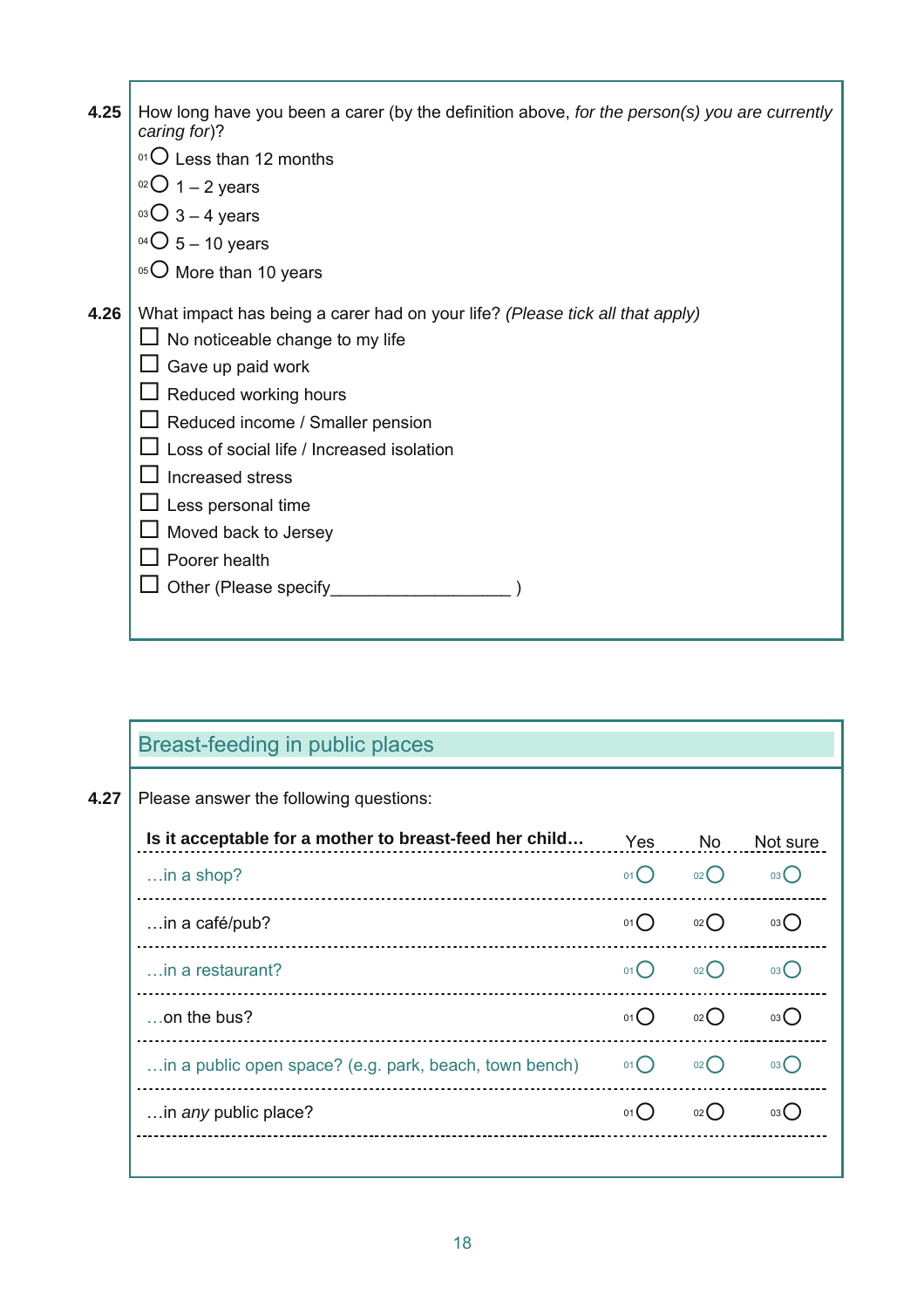**4.25** How long have you been a carer (by the definition above, *for the person(s) you are currently caring for*)?

- 01 ○ Less than 12 months
- 02 ○ 1 – 2 years
- 03 ○ 3 – 4 years
- 04 ○ 5 – 10 years
- 05 ○ More than 10 years

**4.26** What impact has being a carer had on your life? *(Please tick all that apply)*

- ☐ No noticeable change to my life
- ☐ Gave up paid work
- ☐ Reduced working hours
- ☐ Reduced income / Smaller pension
- ☐ Loss of social life / Increased isolation
- ☐ Increased stress
- ☐ Less personal time
- ☐ Moved back to Jersey
- ☐ Poorer health
- ☐ Other (Please specify__________________ )

## Breast-feeding in public places

**4.27** Please answer the following questions:

| Is it acceptable for a mother to breast-feed her child… | Yes | No | Not sure |
|---|---|---|---|
| …in a shop? | 01 ○ | 02 ○ | 03 ○ |
| …in a café/pub? | 01 ○ | 02 ○ | 03 ○ |
| …in a restaurant? | 01 ○ | 02 ○ | 03 ○ |
| …on the bus? | 01 ○ | 02 ○ | 03 ○ |
| …in a public open space? (e.g. park, beach, town bench) | 01 ○ | 02 ○ | 03 ○ |
| …in *any* public place? | 01 ○ | 02 ○ | 03 ○ |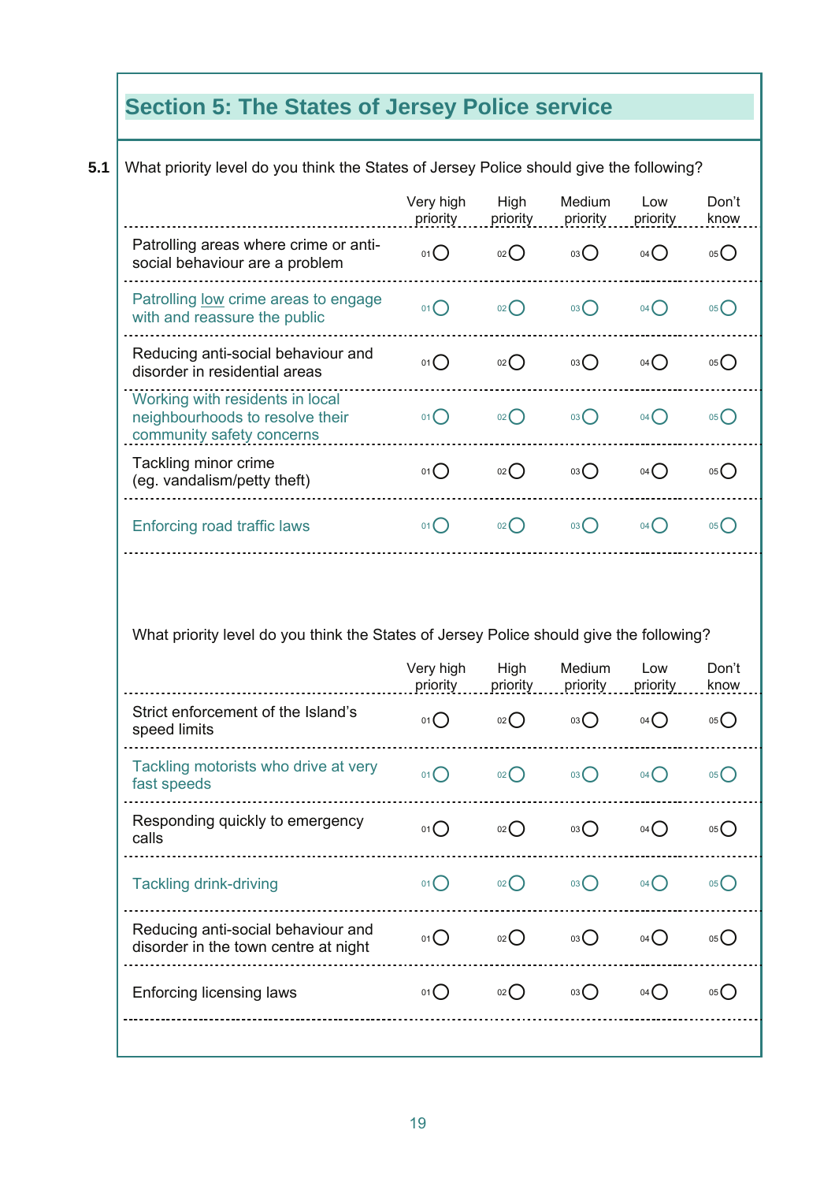## Section 5: The States of Jersey Police service

**5.1** What priority level do you think the States of Jersey Police should give the following?

| | Very high priority | High priority | Medium priority | Low priority | Don't know |
|---|---|---|---|---|---|
| Patrolling areas where crime or anti-social behaviour are a problem | 01 ○ | 02 ○ | 03 ○ | 04 ○ | 05 ○ |
| Patrolling low crime areas to engage with and reassure the public | 01 ○ | 02 ○ | 03 ○ | 04 ○ | 05 ○ |
| Reducing anti-social behaviour and disorder in residential areas | 01 ○ | 02 ○ | 03 ○ | 04 ○ | 05 ○ |
| Working with residents in local neighbourhoods to resolve their community safety concerns | 01 ○ | 02 ○ | 03 ○ | 04 ○ | 05 ○ |
| Tackling minor crime (eg. vandalism/petty theft) | 01 ○ | 02 ○ | 03 ○ | 04 ○ | 05 ○ |
| Enforcing road traffic laws | 01 ○ | 02 ○ | 03 ○ | 04 ○ | 05 ○ |

What priority level do you think the States of Jersey Police should give the following?

| | Very high priority | High priority | Medium priority | Low priority | Don't know |
|---|---|---|---|---|---|
| Strict enforcement of the Island's speed limits | 01 ○ | 02 ○ | 03 ○ | 04 ○ | 05 ○ |
| Tackling motorists who drive at very fast speeds | 01 ○ | 02 ○ | 03 ○ | 04 ○ | 05 ○ |
| Responding quickly to emergency calls | 01 ○ | 02 ○ | 03 ○ | 04 ○ | 05 ○ |
| Tackling drink-driving | 01 ○ | 02 ○ | 03 ○ | 04 ○ | 05 ○ |
| Reducing anti-social behaviour and disorder in the town centre at night | 01 ○ | 02 ○ | 03 ○ | 04 ○ | 05 ○ |
| Enforcing licensing laws | 01 ○ | 02 ○ | 03 ○ | 04 ○ | 05 ○ |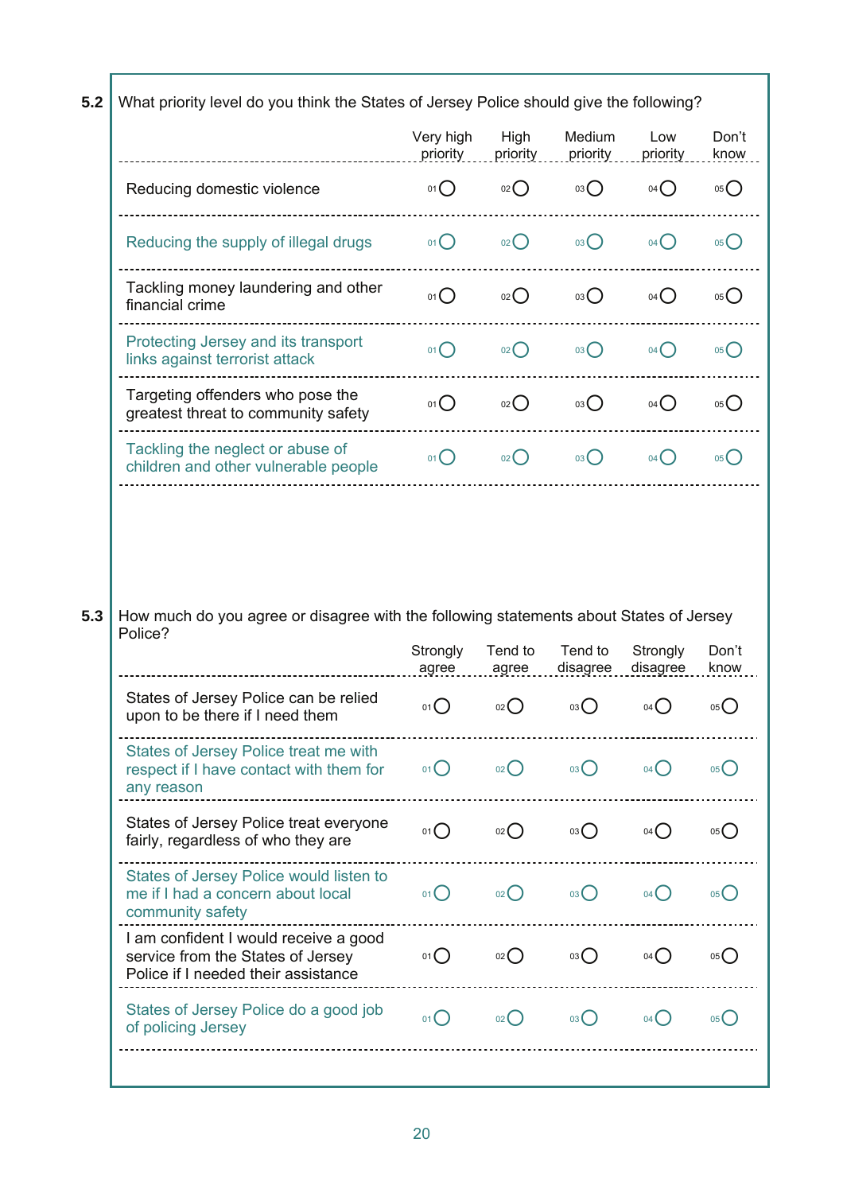**5.2** What priority level do you think the States of Jersey Police should give the following?

| | Very high priority | High priority | Medium priority | Low priority | Don't know |
|---|---|---|---|---|---|
| Reducing domestic violence | 01 ○ | 02 ○ | 03 ○ | 04 ○ | 05 ○ |
| Reducing the supply of illegal drugs | 01 ○ | 02 ○ | 03 ○ | 04 ○ | 05 ○ |
| Tackling money laundering and other financial crime | 01 ○ | 02 ○ | 03 ○ | 04 ○ | 05 ○ |
| Protecting Jersey and its transport links against terrorist attack | 01 ○ | 02 ○ | 03 ○ | 04 ○ | 05 ○ |
| Targeting offenders who pose the greatest threat to community safety | 01 ○ | 02 ○ | 03 ○ | 04 ○ | 05 ○ |
| Tackling the neglect or abuse of children and other vulnerable people | 01 ○ | 02 ○ | 03 ○ | 04 ○ | 05 ○ |

**5.3** How much do you agree or disagree with the following statements about States of Jersey Police?

| | Strongly agree | Tend to agree | Tend to disagree | Strongly disagree | Don't know |
|---|---|---|---|---|---|
| States of Jersey Police can be relied upon to be there if I need them | 01 ○ | 02 ○ | 03 ○ | 04 ○ | 05 ○ |
| States of Jersey Police treat me with respect if I have contact with them for any reason | 01 ○ | 02 ○ | 03 ○ | 04 ○ | 05 ○ |
| States of Jersey Police treat everyone fairly, regardless of who they are | 01 ○ | 02 ○ | 03 ○ | 04 ○ | 05 ○ |
| States of Jersey Police would listen to me if I had a concern about local community safety | 01 ○ | 02 ○ | 03 ○ | 04 ○ | 05 ○ |
| I am confident I would receive a good service from the States of Jersey Police if I needed their assistance | 01 ○ | 02 ○ | 03 ○ | 04 ○ | 05 ○ |
| States of Jersey Police do a good job of policing Jersey | 01 ○ | 02 ○ | 03 ○ | 04 ○ | 05 ○ |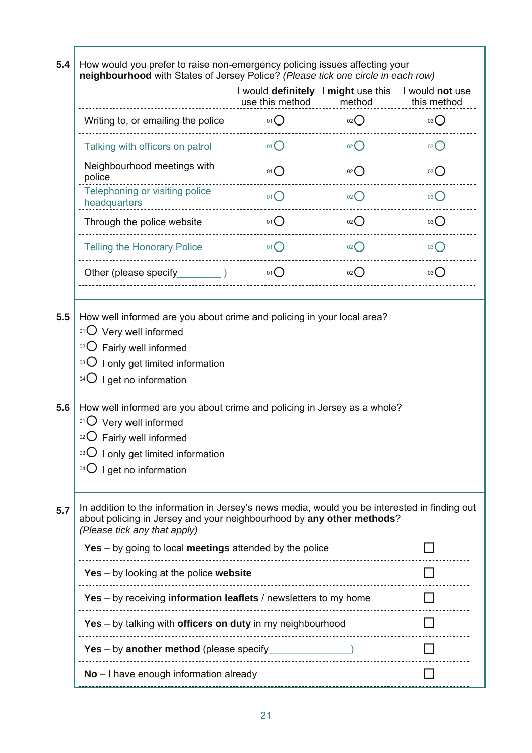**5.4** How would you prefer to raise non-emergency policing issues affecting your **neighbourhood** with States of Jersey Police? *(Please tick one circle in each row)*

| | I would **definitely** use this method | I **might** use this method | I would **not** use this method |
|---|---|---|---|
| Writing to, or emailing the police | 01 ○ | 02 ○ | 03 ○ |
| Talking with officers on patrol | 01 ○ | 02 ○ | 03 ○ |
| Neighbourhood meetings with police | 01 ○ | 02 ○ | 03 ○ |
| Telephoning or visiting police headquarters | 01 ○ | 02 ○ | 03 ○ |
| Through the police website | 01 ○ | 02 ○ | 03 ○ |
| Telling the Honorary Police | 01 ○ | 02 ○ | 03 ○ |
| Other (please specify________ ) | 01 ○ | 02 ○ | 03 ○ |

**5.5** How well informed are you about crime and policing in your local area?

- 01 ○ Very well informed
- 02 ○ Fairly well informed
- 03 ○ I only get limited information
- 04 ○ I get no information

**5.6** How well informed are you about crime and policing in Jersey as a whole?

- 01 ○ Very well informed
- 02 ○ Fairly well informed
- 03 ○ I only get limited information
- 04 ○ I get no information

**5.7** In addition to the information in Jersey's news media, would you be interested in finding out about policing in Jersey and your neighbourhood by **any other methods**? *(Please tick any that apply)*

| | |
|---|---|
| **Yes** – by going to local **meetings** attended by the police | ☐ |
| **Yes** – by looking at the police **website** | ☐ |
| **Yes** – by receiving **information leaflets** / newsletters to my home | ☐ |
| **Yes** – by talking with **officers on duty** in my neighbourhood | ☐ |
| **Yes** – by **another method** (please specify_______________) | ☐ |
| **No** – I have enough information already | ☐ |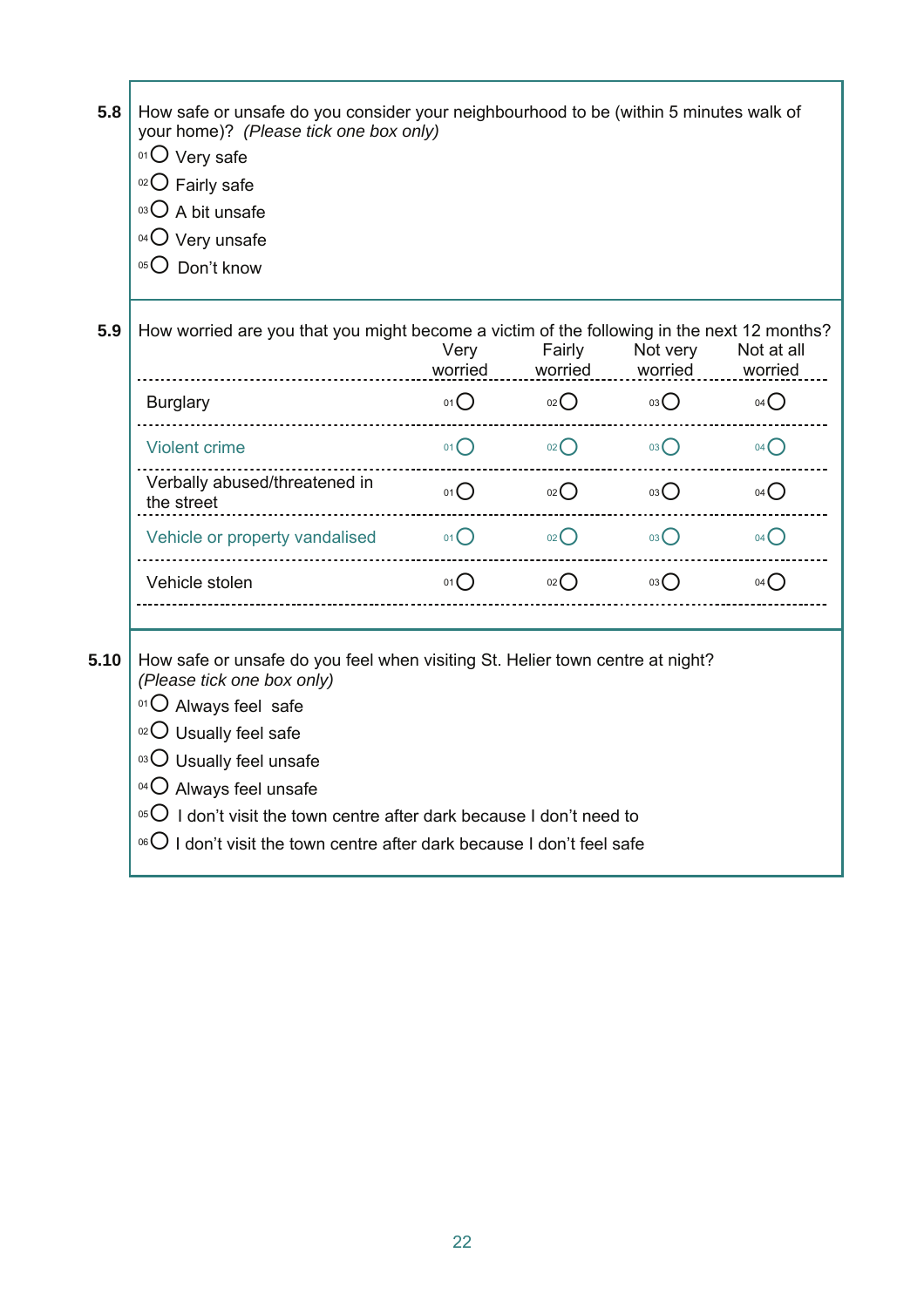**5.8** How safe or unsafe do you consider your neighbourhood to be (within 5 minutes walk of your home)? *(Please tick one box only)*

- 01 ○ Very safe
- 02 ○ Fairly safe
- 03 ○ A bit unsafe
- 04 ○ Very unsafe
- 05 ○ Don't know

**5.9** How worried are you that you might become a victim of the following in the next 12 months?

| | Very worried | Fairly worried | Not very worried | Not at all worried |
|---|---|---|---|---|
| Burglary | 01 ○ | 02 ○ | 03 ○ | 04 ○ |
| Violent crime | 01 ○ | 02 ○ | 03 ○ | 04 ○ |
| Verbally abused/threatened in the street | 01 ○ | 02 ○ | 03 ○ | 04 ○ |
| Vehicle or property vandalised | 01 ○ | 02 ○ | 03 ○ | 04 ○ |
| Vehicle stolen | 01 ○ | 02 ○ | 03 ○ | 04 ○ |

**5.10** How safe or unsafe do you feel when visiting St. Helier town centre at night? *(Please tick one box only)*

- 01 ○ Always feel safe
- 02 ○ Usually feel safe
- 03 ○ Usually feel unsafe
- 04 ○ Always feel unsafe
- 05 ○ I don't visit the town centre after dark because I don't need to
- 06 ○ I don't visit the town centre after dark because I don't feel safe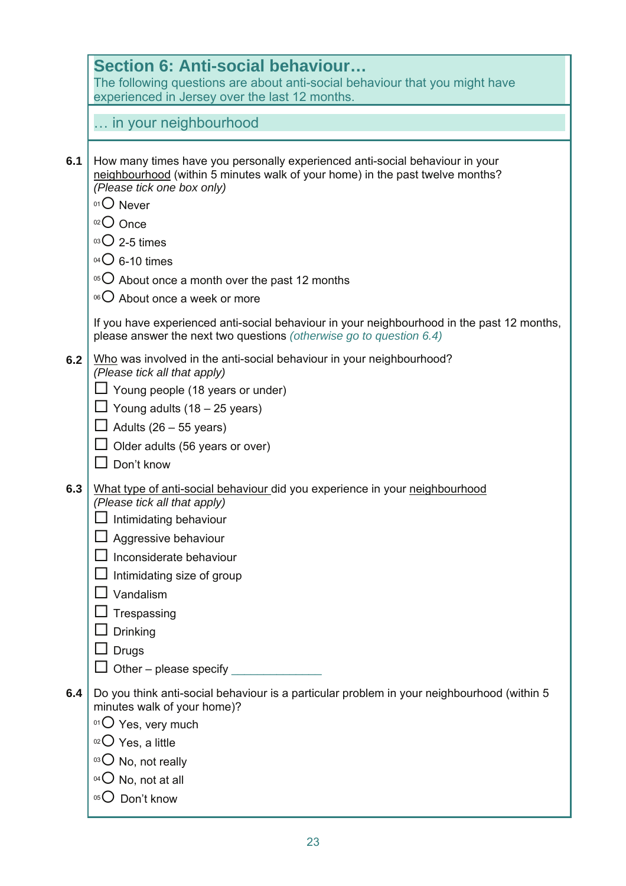## Section 6: Anti-social behaviour…

The following questions are about anti-social behaviour that you might have experienced in Jersey over the last 12 months.

### … in your neighbourhood

**6.1** How many times have you personally experienced anti-social behaviour in your neighbourhood (within 5 minutes walk of your home) in the past twelve months? *(Please tick one box only)*

- 01 ○ Never
- 02 ○ Once
- 03 ○ 2-5 times
- 04 ○ 6-10 times
- 05 ○ About once a month over the past 12 months
- 06 ○ About once a week or more

If you have experienced anti-social behaviour in your neighbourhood in the past 12 months, please answer the next two questions *(otherwise go to question 6.4)*

**6.2** Who was involved in the anti-social behaviour in your neighbourhood? *(Please tick all that apply)*

- ☐ Young people (18 years or under)
- ☐ Young adults (18 – 25 years)
- ☐ Adults (26 – 55 years)
- ☐ Older adults (56 years or over)
- ☐ Don't know

**6.3** What type of anti-social behaviour did you experience in your neighbourhood *(Please tick all that apply)*

- ☐ Intimidating behaviour
- ☐ Aggressive behaviour
- ☐ Inconsiderate behaviour
- ☐ Intimidating size of group
- ☐ Vandalism
- ☐ Trespassing
- ☐ Drinking
- ☐ Drugs
- ☐ Other – please specify ______________

**6.4** Do you think anti-social behaviour is a particular problem in your neighbourhood (within 5 minutes walk of your home)?

- 01 ○ Yes, very much
- 02 ○ Yes, a little
- 03 ○ No, not really
- 04 ○ No, not at all
- 05 ○ Don't know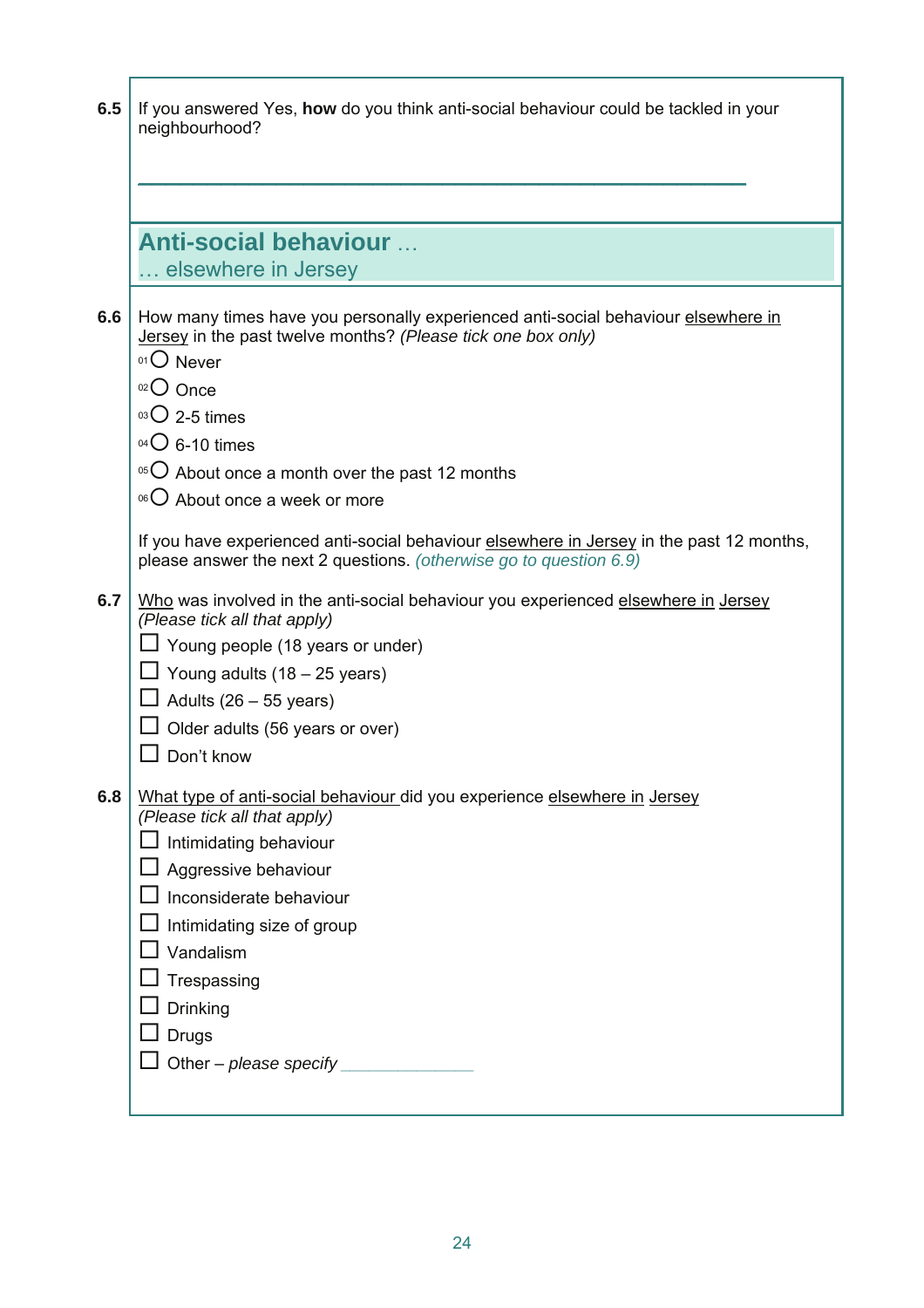**6.5** If you answered Yes, **how** do you think anti-social behaviour could be tackled in your neighbourhood?

\_\_\_\_\_\_\_\_\_\_\_\_\_\_\_\_\_\_\_\_\_\_\_\_\_\_\_\_\_\_\_\_\_\_\_\_\_\_\_\_\_\_\_\_\_\_\_\_\_\_\_\_\_\_\_\_\_\_\_\_

## Anti-social behaviour …
### … elsewhere in Jersey

**6.6** How many times have you personally experienced anti-social behaviour elsewhere in Jersey in the past twelve months? *(Please tick one box only)*

- 01 ○ Never
- 02 ○ Once
- 03 ○ 2-5 times
- 04 ○ 6-10 times
- 05 ○ About once a month over the past 12 months
- 06 ○ About once a week or more

If you have experienced anti-social behaviour elsewhere in Jersey in the past 12 months, please answer the next 2 questions. *(otherwise go to question 6.9)*

**6.7** Who was involved in the anti-social behaviour you experienced elsewhere in Jersey *(Please tick all that apply)*

- ☐ Young people (18 years or under)
- ☐ Young adults (18 – 25 years)
- ☐ Adults (26 – 55 years)
- ☐ Older adults (56 years or over)
- ☐ Don't know

**6.8** What type of anti-social behaviour did you experience elsewhere in Jersey *(Please tick all that apply)*

- ☐ Intimidating behaviour
- ☐ Aggressive behaviour
- ☐ Inconsiderate behaviour
- ☐ Intimidating size of group
- ☐ Vandalism
- ☐ Trespassing
- ☐ Drinking
- ☐ Drugs
- ☐ Other – *please specify* \_\_\_\_\_\_\_\_\_\_\_\_\_\_\_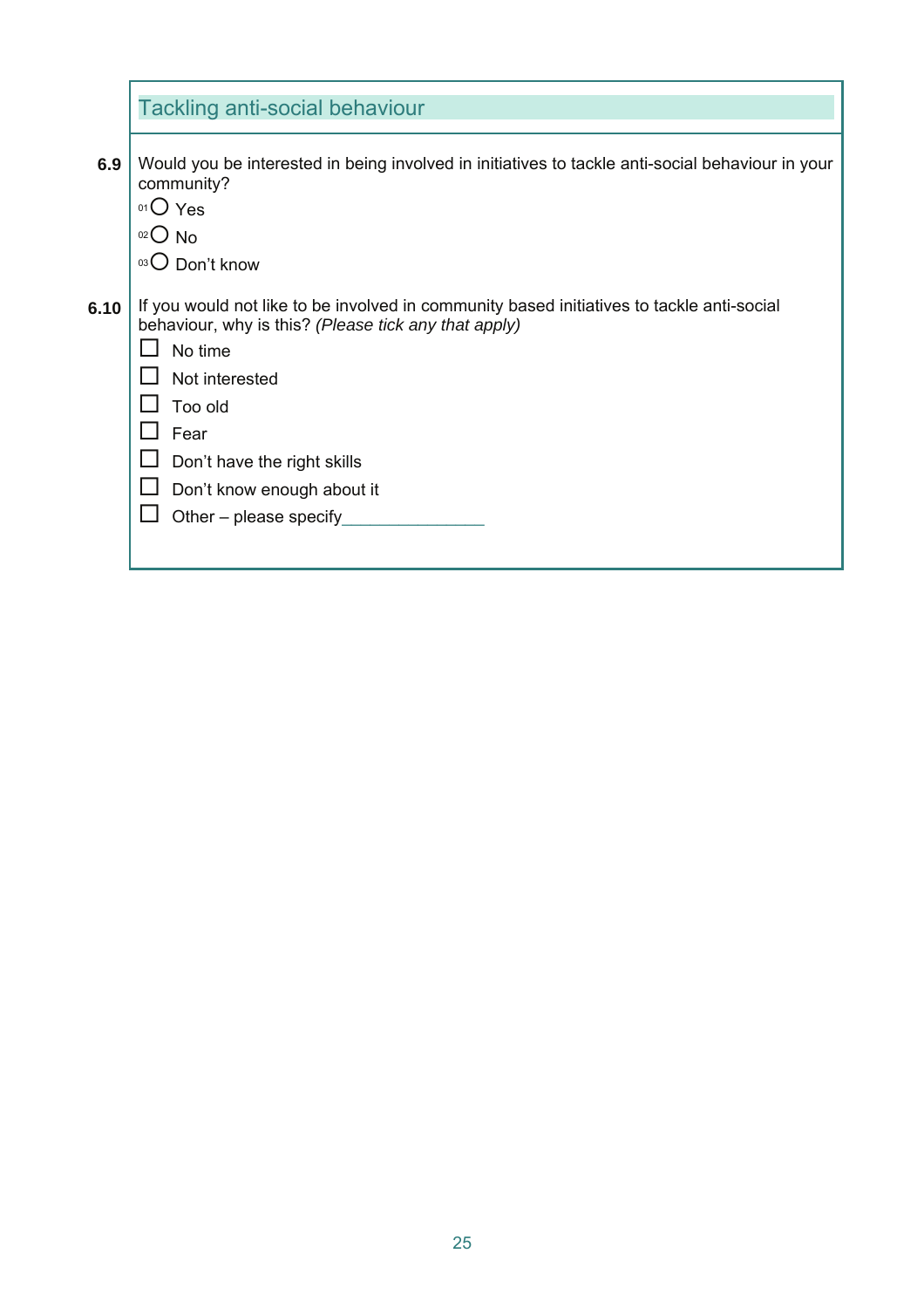## Tackling anti-social behaviour

**6.9** Would you be interested in being involved in initiatives to tackle anti-social behaviour in your community?

- 01 ○ Yes
- 02 ○ No
- 03 ○ Don't know

**6.10** If you would not like to be involved in community based initiatives to tackle anti-social behaviour, why is this? *(Please tick any that apply)*

- ☐ No time
- ☐ Not interested
- ☐ Too old
- ☐ Fear
- ☐ Don't have the right skills
- ☐ Don't know enough about it
- ☐ Other – please specify_______________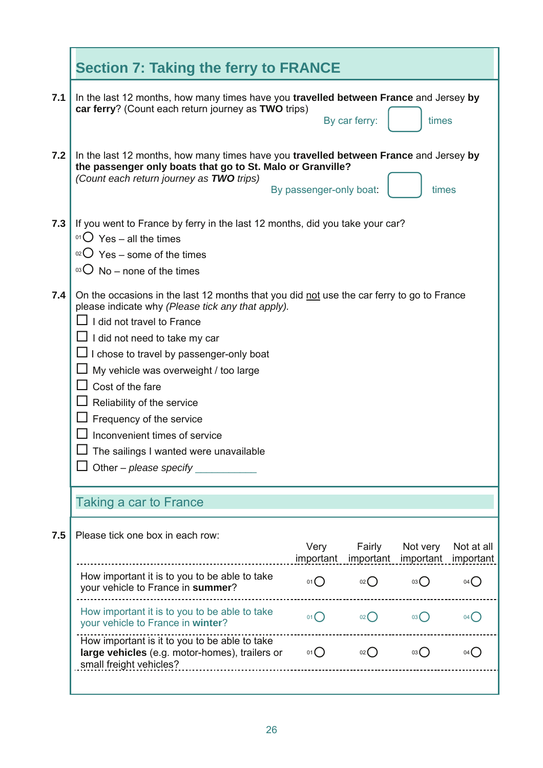## Section 7: Taking the ferry to FRANCE

**7.1** In the last 12 months, how many times have you **travelled between France** and Jersey **by car ferry**? (Count each return journey as **TWO** trips)

By car ferry: ☐ times

**7.2** In the last 12 months, how many times have you **travelled between France** and Jersey **by the passenger only boats that go to St. Malo or Granville?**
*(Count each return journey as **TWO** trips)*

By passenger-only boat: ☐ times

**7.3** If you went to France by ferry in the last 12 months, did you take your car?

- 01 ○ Yes – all the times
- 02 ○ Yes – some of the times
- 03 ○ No – none of the times

**7.4** On the occasions in the last 12 months that you did <u>not</u> use the car ferry to go to France please indicate why *(Please tick any that apply).*

- ☐ I did not travel to France
- ☐ I did not need to take my car
- ☐ I chose to travel by passenger-only boat
- ☐ My vehicle was overweight / too large
- ☐ Cost of the fare
- ☐ Reliability of the service
- ☐ Frequency of the service
- ☐ Inconvenient times of service
- ☐ The sailings I wanted were unavailable
- ☐ Other – *please specify* ___________

### Taking a car to France

**7.5** Please tick one box in each row:

| | Very important | Fairly important | Not very important | Not at all important |
|---|---|---|---|---|
| How important it is to you to be able to take your vehicle to France in **summer**? | 01 ○ | 02 ○ | 03 ○ | 04 ○ |
| How important it is to you to be able to take your vehicle to France in **winter**? | 01 ○ | 02 ○ | 03 ○ | 04 ○ |
| How important is it to you to be able to take **large vehicles** (e.g. motor-homes), trailers or small freight vehicles? | 01 ○ | 02 ○ | 03 ○ | 04 ○ |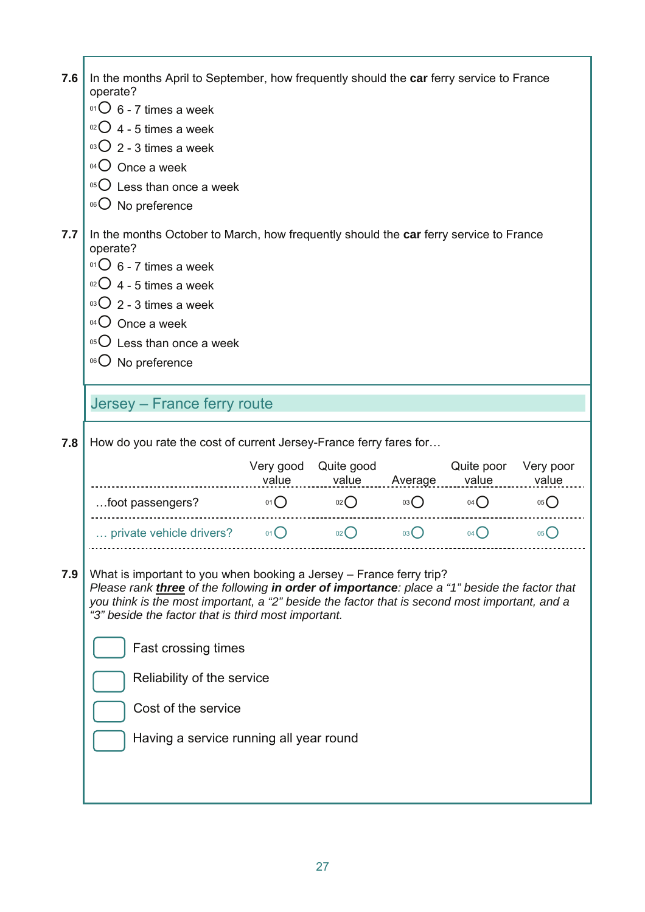**7.6** In the months April to September, how frequently should the **car** ferry service to France operate?

- 01 ○ 6 - 7 times a week
- 02 ○ 4 - 5 times a week
- 03 ○ 2 - 3 times a week
- 04 ○ Once a week
- 05 ○ Less than once a week
- 06 ○ No preference

**7.7** In the months October to March, how frequently should the **car** ferry service to France operate?

- 01 ○ 6 - 7 times a week
- 02 ○ 4 - 5 times a week
- 03 ○ 2 - 3 times a week
- 04 ○ Once a week
- 05 ○ Less than once a week
- 06 ○ No preference

## Jersey – France ferry route

**7.8** How do you rate the cost of current Jersey-France ferry fares for…

| | Very good value | Quite good value | Average | Quite poor value | Very poor value |
|---|---|---|---|---|---|
| …foot passengers? | 01 ○ | 02 ○ | 03 ○ | 04 ○ | 05 ○ |
| … private vehicle drivers? | 01 ○ | 02 ○ | 03 ○ | 04 ○ | 05 ○ |

**7.9** What is important to you when booking a Jersey – France ferry trip?
*Please rank* ***three*** *of the following* ***in order of importance****: place a "1" beside the factor that you think is the most important, a "2" beside the factor that is second most important, and a "3" beside the factor that is third most important.*

- ☐ Fast crossing times
- ☐ Reliability of the service
- ☐ Cost of the service
- ☐ Having a service running all year round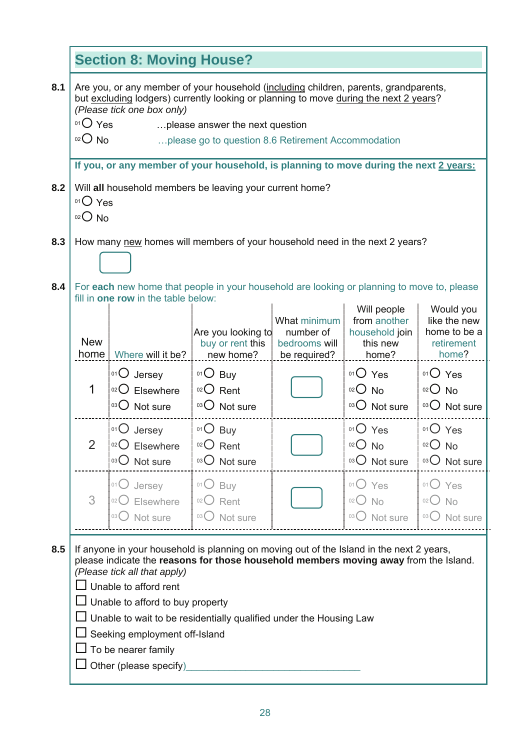## Section 8: Moving House?

**8.1** Are you, or any member of your household (including children, parents, grandparents, but excluding lodgers) currently looking or planning to move during the next 2 years? *(Please tick one box only)*

- 01 ◯ Yes …please answer the next question
- 02 ◯ No …please go to question 8.6 Retirement Accommodation

**If you, or any member of your household, is planning to move during the next 2 years:**

**8.2** Will **all** household members be leaving your current home?

- 01 ◯ Yes
- 02 ◯ No

**8.3** How many new homes will members of your household need in the next 2 years?

☐

**8.4** For **each** new home that people in your household are looking or planning to move to, please fill in **one row** in the table below:

| New home | Where will it be? | Are you looking to buy or rent this new home? | What minimum number of bedrooms will be required? | Will people from another household join this new home? | Would you like the new home to be a retirement home? |
|---|---|---|---|---|---|
| 1 | 01 ◯ Jersey<br>02 ◯ Elsewhere<br>03 ◯ Not sure | 01 ◯ Buy<br>02 ◯ Rent<br>03 ◯ Not sure | ☐ | 01 ◯ Yes<br>02 ◯ No<br>03 ◯ Not sure | 01 ◯ Yes<br>02 ◯ No<br>03 ◯ Not sure |
| 2 | 01 ◯ Jersey<br>02 ◯ Elsewhere<br>03 ◯ Not sure | 01 ◯ Buy<br>02 ◯ Rent<br>03 ◯ Not sure | ☐ | 01 ◯ Yes<br>02 ◯ No<br>03 ◯ Not sure | 01 ◯ Yes<br>02 ◯ No<br>03 ◯ Not sure |
| 3 | 01 ◯ Jersey<br>02 ◯ Elsewhere<br>03 ◯ Not sure | 01 ◯ Buy<br>02 ◯ Rent<br>03 ◯ Not sure | ☐ | 01 ◯ Yes<br>02 ◯ No<br>03 ◯ Not sure | 01 ◯ Yes<br>02 ◯ No<br>03 ◯ Not sure |

**8.5** If anyone in your household is planning on moving out of the Island in the next 2 years, please indicate the **reasons for those household members moving away** from the Island. *(Please tick all that apply)*

- ☐ Unable to afford rent
- ☐ Unable to afford to buy property
- ☐ Unable to wait to be residentially qualified under the Housing Law
- ☐ Seeking employment off-Island
- ☐ To be nearer family
- ☐ Other (please specify)________________________________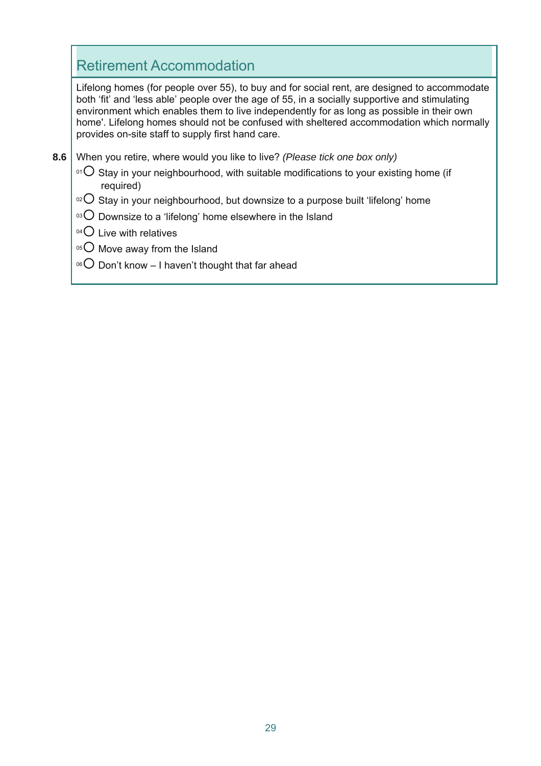## Retirement Accommodation

Lifelong homes (for people over 55), to buy and for social rent, are designed to accommodate both 'fit' and 'less able' people over the age of 55, in a socially supportive and stimulating environment which enables them to live independently for as long as possible in their own home'. Lifelong homes should not be confused with sheltered accommodation which normally provides on-site staff to supply first hand care.

**8.6** When you retire, where would you like to live? *(Please tick one box only)*

- 01 ○ Stay in your neighbourhood, with suitable modifications to your existing home (if required)
- 02 ○ Stay in your neighbourhood, but downsize to a purpose built 'lifelong' home
- 03 ○ Downsize to a 'lifelong' home elsewhere in the Island
- 04 ○ Live with relatives
- 05 ○ Move away from the Island
- 06 ○ Don't know – I haven't thought that far ahead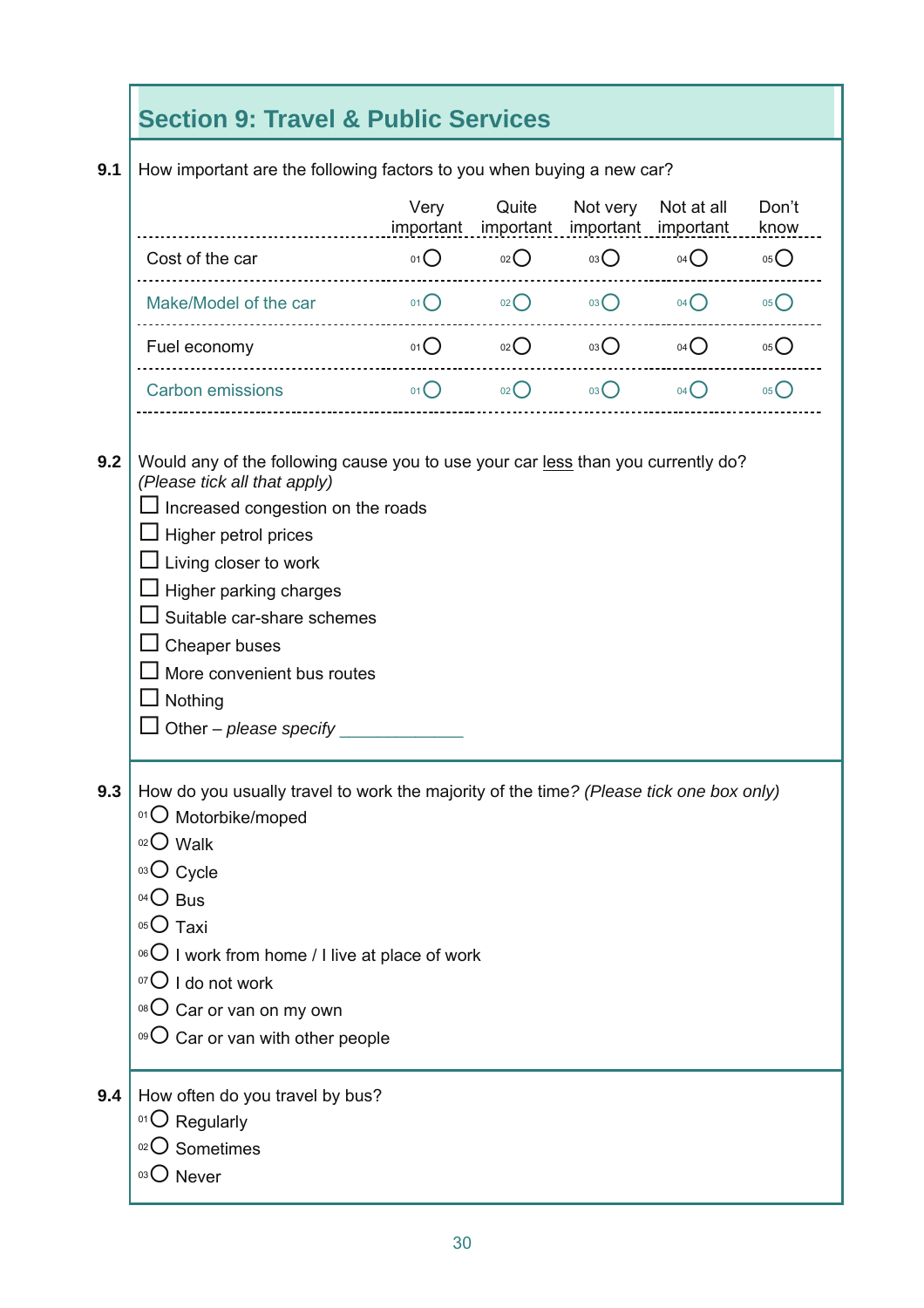## Section 9: Travel & Public Services

**9.1** How important are the following factors to you when buying a new car?

| | Very important | Quite important | Not very important | Not at all important | Don't know |
|---|---|---|---|---|---|
| Cost of the car | 01 ○ | 02 ○ | 03 ○ | 04 ○ | 05 ○ |
| Make/Model of the car | 01 ○ | 02 ○ | 03 ○ | 04 ○ | 05 ○ |
| Fuel economy | 01 ○ | 02 ○ | 03 ○ | 04 ○ | 05 ○ |
| Carbon emissions | 01 ○ | 02 ○ | 03 ○ | 04 ○ | 05 ○ |

**9.2** Would any of the following cause you to use your car less than you currently do? *(Please tick all that apply)*

- ☐ Increased congestion on the roads
- ☐ Higher petrol prices
- ☐ Living closer to work
- ☐ Higher parking charges
- ☐ Suitable car-share schemes
- ☐ Cheaper buses
- ☐ More convenient bus routes
- ☐ Nothing
- ☐ Other – *please specify* _____________

**9.3** How do you usually travel to work the majority of the time? *(Please tick one box only)*

- 01 ○ Motorbike/moped
- 02 ○ Walk
- 03 ○ Cycle
- 04 ○ Bus
- 05 ○ Taxi
- 06 ○ I work from home / I live at place of work
- 07 ○ I do not work
- 08 ○ Car or van on my own
- 09 ○ Car or van with other people

**9.4** How often do you travel by bus?

- 01 ○ Regularly
- 02 ○ Sometimes
- 03 ○ Never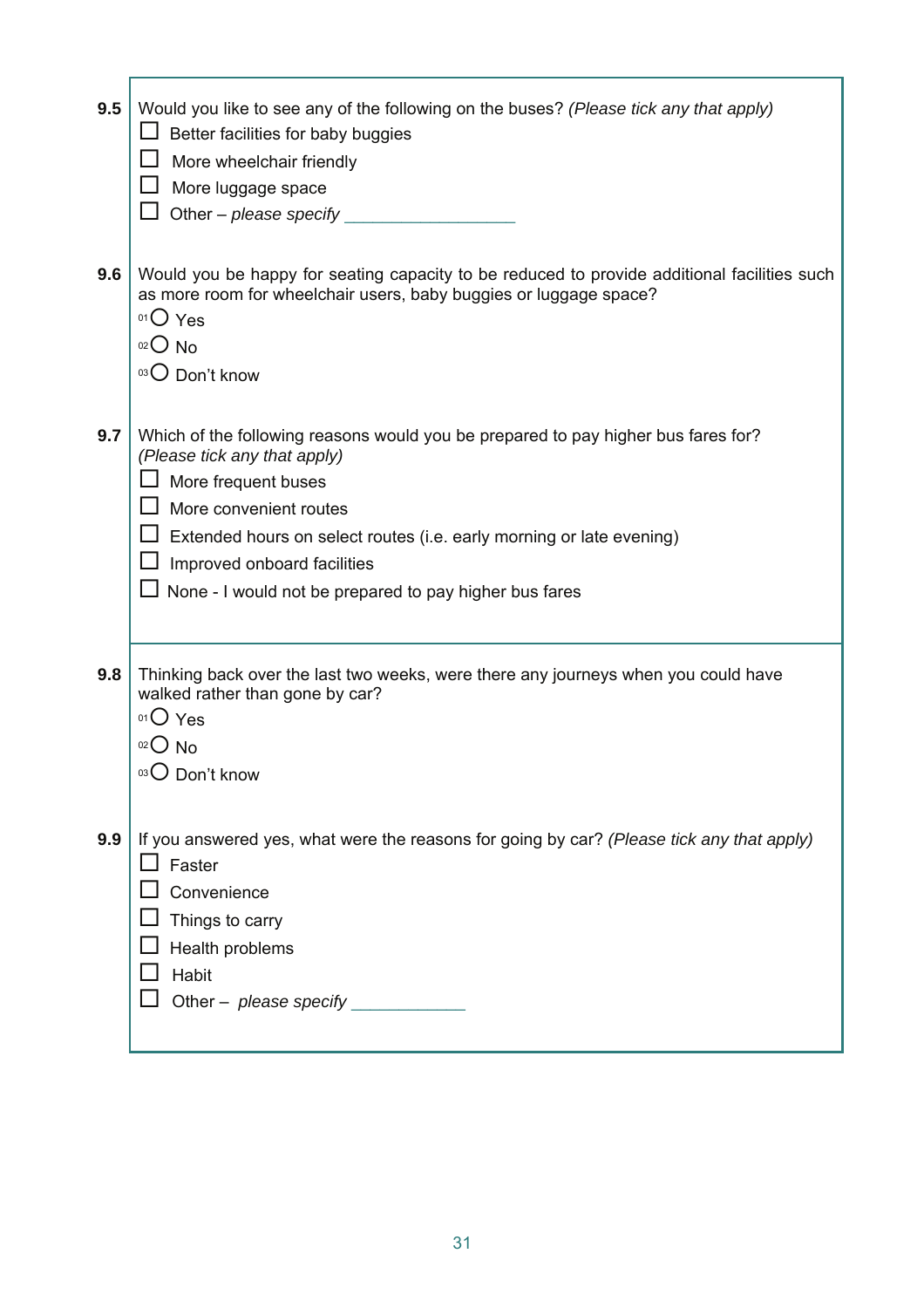**9.5** Would you like to see any of the following on the buses? *(Please tick any that apply)*

- ☐ Better facilities for baby buggies
- ☐ More wheelchair friendly
- ☐ More luggage space
- ☐ Other – *please specify* __________________

**9.6** Would you be happy for seating capacity to be reduced to provide additional facilities such as more room for wheelchair users, baby buggies or luggage space?

- 01 ○ Yes
- 02 ○ No
- 03 ○ Don't know

**9.7** Which of the following reasons would you be prepared to pay higher bus fares for? *(Please tick any that apply)*

- ☐ More frequent buses
- ☐ More convenient routes
- ☐ Extended hours on select routes (i.e. early morning or late evening)
- ☐ Improved onboard facilities
- ☐ None - I would not be prepared to pay higher bus fares

**9.8** Thinking back over the last two weeks, were there any journeys when you could have walked rather than gone by car?

- 01 ○ Yes
- 02 ○ No
- 03 ○ Don't know

**9.9** If you answered yes, what were the reasons for going by car? *(Please tick any that apply)*

- ☐ Faster
- ☐ Convenience
- ☐ Things to carry
- ☐ Health problems
- ☐ Habit
- ☐ Other – *please specify* ____________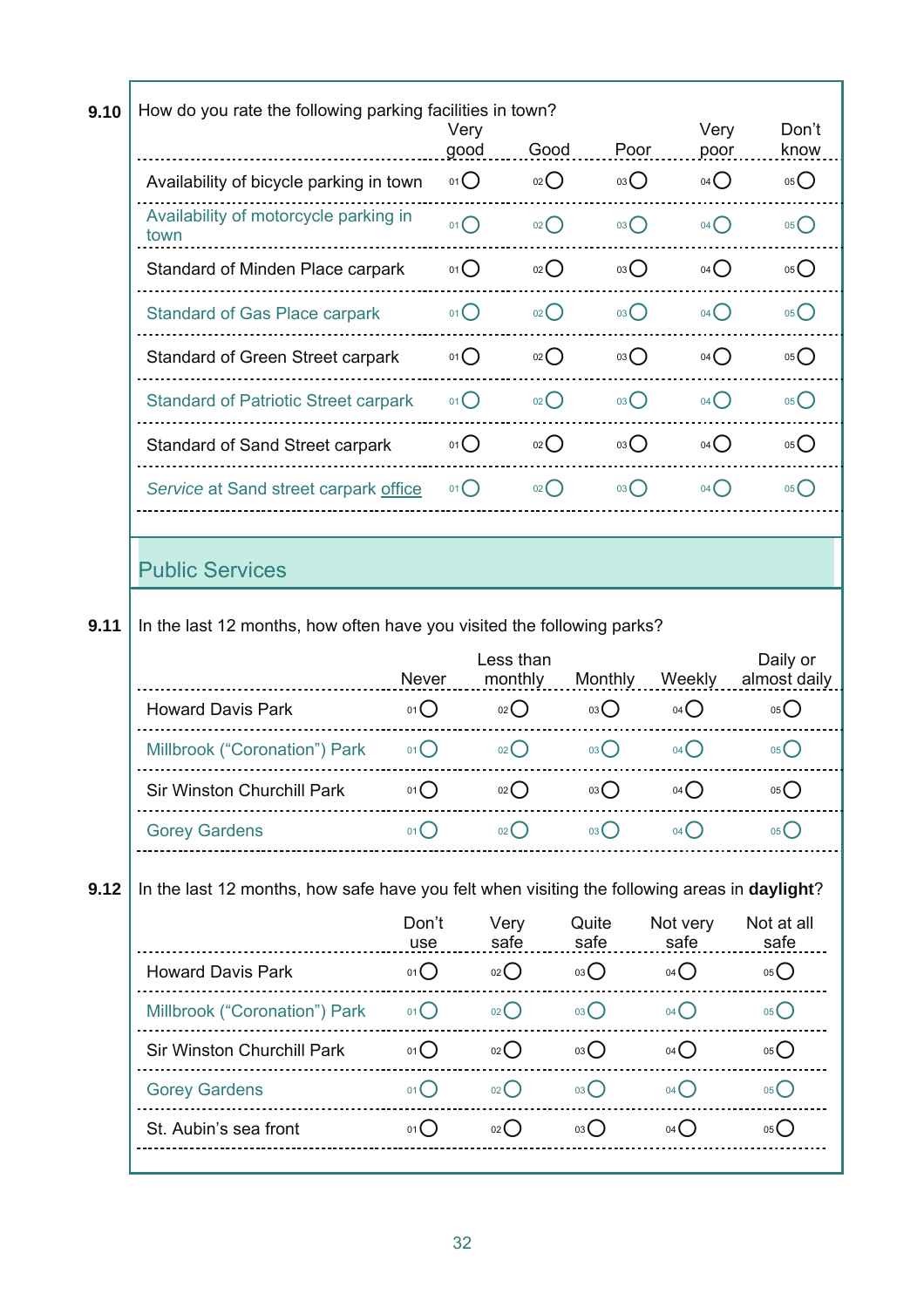**9.10** How do you rate the following parking facilities in town?

| | Very good | Good | Poor | Very poor | Don't know |
|---|---|---|---|---|---|
| Availability of bicycle parking in town | 01 ○ | 02 ○ | 03 ○ | 04 ○ | 05 ○ |
| Availability of motorcycle parking in town | 01 ○ | 02 ○ | 03 ○ | 04 ○ | 05 ○ |
| Standard of Minden Place carpark | 01 ○ | 02 ○ | 03 ○ | 04 ○ | 05 ○ |
| Standard of Gas Place carpark | 01 ○ | 02 ○ | 03 ○ | 04 ○ | 05 ○ |
| Standard of Green Street carpark | 01 ○ | 02 ○ | 03 ○ | 04 ○ | 05 ○ |
| Standard of Patriotic Street carpark | 01 ○ | 02 ○ | 03 ○ | 04 ○ | 05 ○ |
| Standard of Sand Street carpark | 01 ○ | 02 ○ | 03 ○ | 04 ○ | 05 ○ |
| *Service* at Sand street carpark office | 01 ○ | 02 ○ | 03 ○ | 04 ○ | 05 ○ |

## Public Services

**9.11** In the last 12 months, how often have you visited the following parks?

| | Never | Less than monthly | Monthly | Weekly | Daily or almost daily |
|---|---|---|---|---|---|
| Howard Davis Park | 01 ○ | 02 ○ | 03 ○ | 04 ○ | 05 ○ |
| Millbrook ("Coronation") Park | 01 ○ | 02 ○ | 03 ○ | 04 ○ | 05 ○ |
| Sir Winston Churchill Park | 01 ○ | 02 ○ | 03 ○ | 04 ○ | 05 ○ |
| Gorey Gardens | 01 ○ | 02 ○ | 03 ○ | 04 ○ | 05 ○ |

**9.12** In the last 12 months, how safe have you felt when visiting the following areas in **daylight**?

| | Don't use | Very safe | Quite safe | Not very safe | Not at all safe |
|---|---|---|---|---|---|
| Howard Davis Park | 01 ○ | 02 ○ | 03 ○ | 04 ○ | 05 ○ |
| Millbrook ("Coronation") Park | 01 ○ | 02 ○ | 03 ○ | 04 ○ | 05 ○ |
| Sir Winston Churchill Park | 01 ○ | 02 ○ | 03 ○ | 04 ○ | 05 ○ |
| Gorey Gardens | 01 ○ | 02 ○ | 03 ○ | 04 ○ | 05 ○ |
| St. Aubin's sea front | 01 ○ | 02 ○ | 03 ○ | 04 ○ | 05 ○ |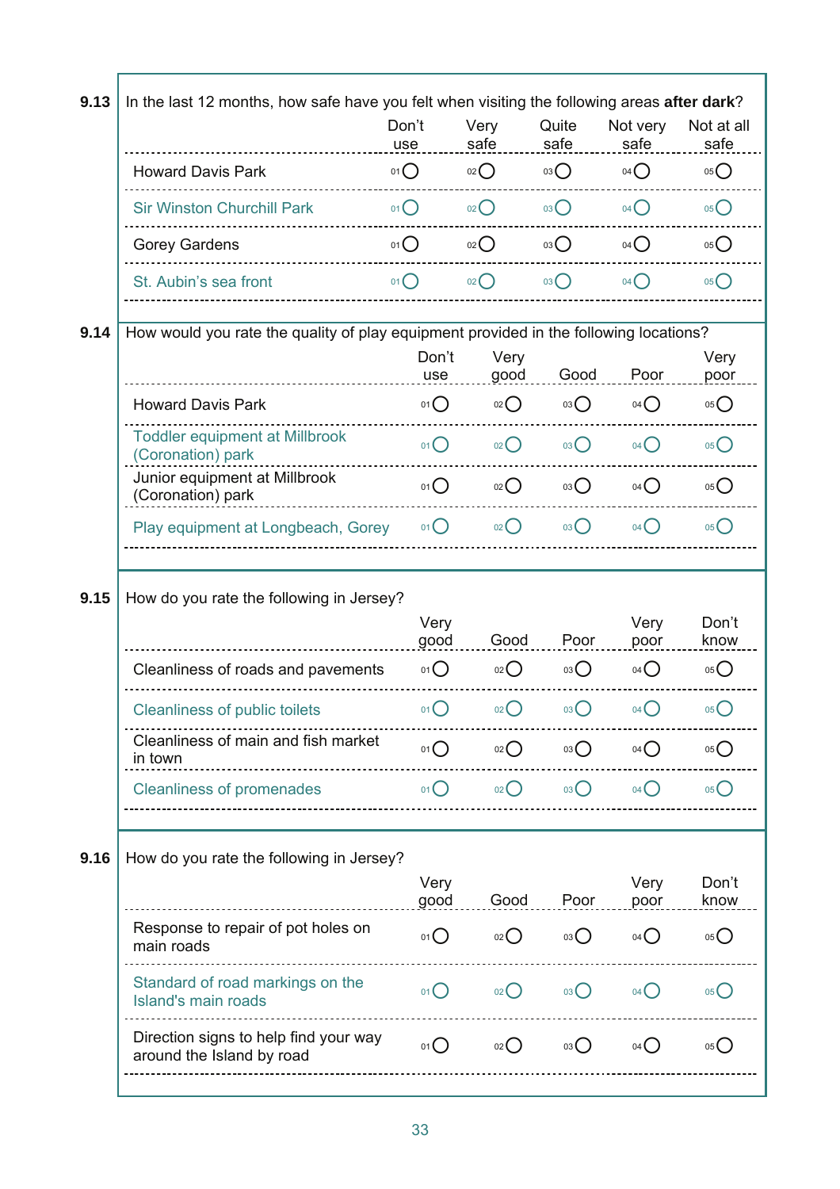**9.13** In the last 12 months, how safe have you felt when visiting the following areas **after dark**?

| | Don't use | Very safe | Quite safe | Not very safe | Not at all safe |
|---|---|---|---|---|---|
| Howard Davis Park | 01 ○ | 02 ○ | 03 ○ | 04 ○ | 05 ○ |
| Sir Winston Churchill Park | 01 ○ | 02 ○ | 03 ○ | 04 ○ | 05 ○ |
| Gorey Gardens | 01 ○ | 02 ○ | 03 ○ | 04 ○ | 05 ○ |
| St. Aubin's sea front | 01 ○ | 02 ○ | 03 ○ | 04 ○ | 05 ○ |

**9.14** How would you rate the quality of play equipment provided in the following locations?

| | Don't use | Very good | Good | Poor | Very poor |
|---|---|---|---|---|---|
| Howard Davis Park | 01 ○ | 02 ○ | 03 ○ | 04 ○ | 05 ○ |
| Toddler equipment at Millbrook (Coronation) park | 01 ○ | 02 ○ | 03 ○ | 04 ○ | 05 ○ |
| Junior equipment at Millbrook (Coronation) park | 01 ○ | 02 ○ | 03 ○ | 04 ○ | 05 ○ |
| Play equipment at Longbeach, Gorey | 01 ○ | 02 ○ | 03 ○ | 04 ○ | 05 ○ |

**9.15** How do you rate the following in Jersey?

| | Very good | Good | Poor | Very poor | Don't know |
|---|---|---|---|---|---|
| Cleanliness of roads and pavements | 01 ○ | 02 ○ | 03 ○ | 04 ○ | 05 ○ |
| Cleanliness of public toilets | 01 ○ | 02 ○ | 03 ○ | 04 ○ | 05 ○ |
| Cleanliness of main and fish market in town | 01 ○ | 02 ○ | 03 ○ | 04 ○ | 05 ○ |
| Cleanliness of promenades | 01 ○ | 02 ○ | 03 ○ | 04 ○ | 05 ○ |

**9.16** How do you rate the following in Jersey?

| | Very good | Good | Poor | Very poor | Don't know |
|---|---|---|---|---|---|
| Response to repair of pot holes on main roads | 01 ○ | 02 ○ | 03 ○ | 04 ○ | 05 ○ |
| Standard of road markings on the Island's main roads | 01 ○ | 02 ○ | 03 ○ | 04 ○ | 05 ○ |
| Direction signs to help find your way around the Island by road | 01 ○ | 02 ○ | 03 ○ | 04 ○ | 05 ○ |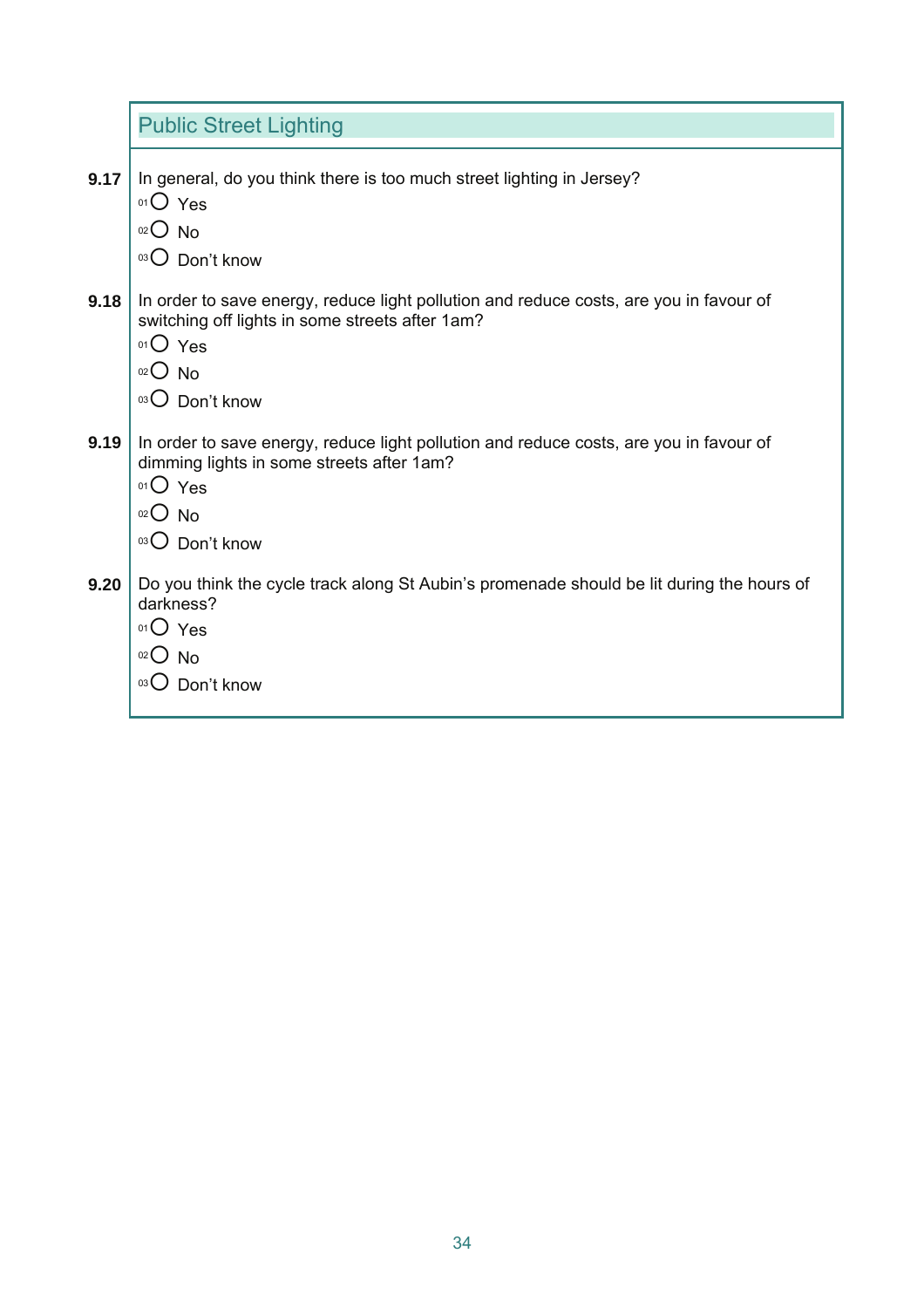## Public Street Lighting

**9.17** In general, do you think there is too much street lighting in Jersey?

- 01 ○ Yes
- 02 ○ No
- 03 ○ Don't know

**9.18** In order to save energy, reduce light pollution and reduce costs, are you in favour of switching off lights in some streets after 1am?

- 01 ○ Yes
- 02 ○ No
- 03 ○ Don't know

**9.19** In order to save energy, reduce light pollution and reduce costs, are you in favour of dimming lights in some streets after 1am?

- 01 ○ Yes
- 02 ○ No
- 03 ○ Don't know

**9.20** Do you think the cycle track along St Aubin's promenade should be lit during the hours of darkness?

- 01 ○ Yes
- 02 ○ No
- 03 ○ Don't know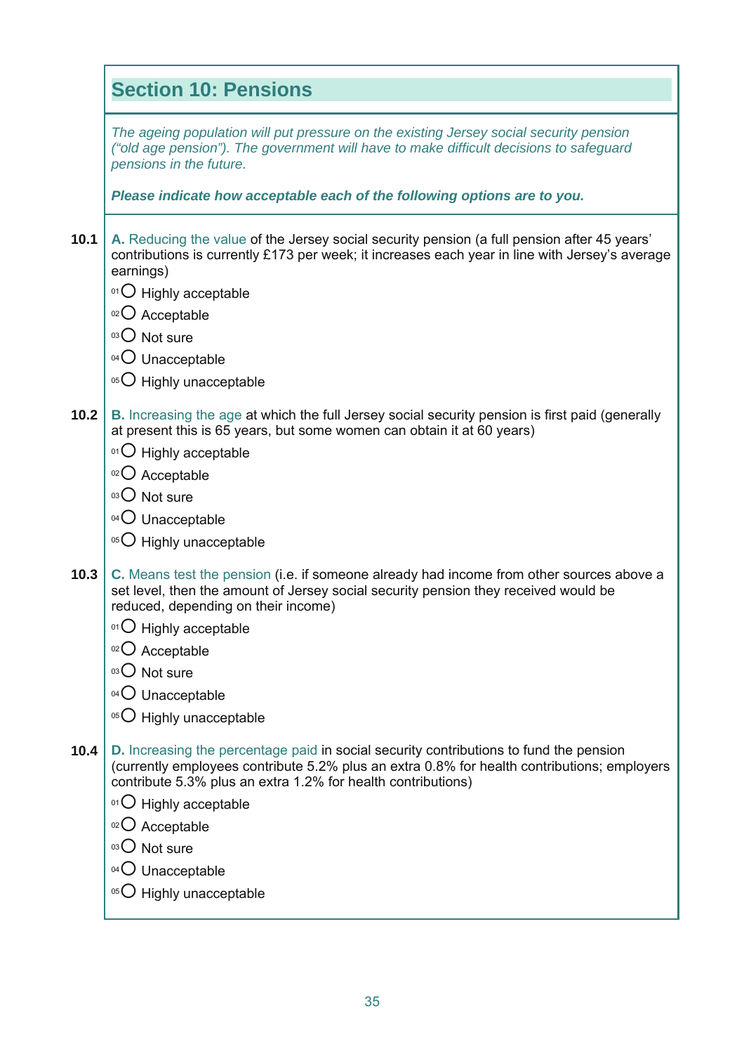## Section 10: Pensions

*The ageing population will put pressure on the existing Jersey social security pension ("old age pension"). The government will have to make difficult decisions to safeguard pensions in the future.*

***Please indicate how acceptable each of the following options are to you.***

**10.1** **A.** Reducing the value of the Jersey social security pension (a full pension after 45 years' contributions is currently £173 per week; it increases each year in line with Jersey's average earnings)

- 01 ○ Highly acceptable
- 02 ○ Acceptable
- 03 ○ Not sure
- 04 ○ Unacceptable
- 05 ○ Highly unacceptable

**10.2** **B.** Increasing the age at which the full Jersey social security pension is first paid (generally at present this is 65 years, but some women can obtain it at 60 years)

- 01 ○ Highly acceptable
- 02 ○ Acceptable
- 03 ○ Not sure
- 04 ○ Unacceptable
- 05 ○ Highly unacceptable

**10.3** **C.** Means test the pension (i.e. if someone already had income from other sources above a set level, then the amount of Jersey social security pension they received would be reduced, depending on their income)

- 01 ○ Highly acceptable
- 02 ○ Acceptable
- 03 ○ Not sure
- 04 ○ Unacceptable
- 05 ○ Highly unacceptable

**10.4** **D.** Increasing the percentage paid in social security contributions to fund the pension (currently employees contribute 5.2% plus an extra 0.8% for health contributions; employers contribute 5.3% plus an extra 1.2% for health contributions)

- 01 ○ Highly acceptable
- 02 ○ Acceptable
- 03 ○ Not sure
- 04 ○ Unacceptable
- 05 ○ Highly unacceptable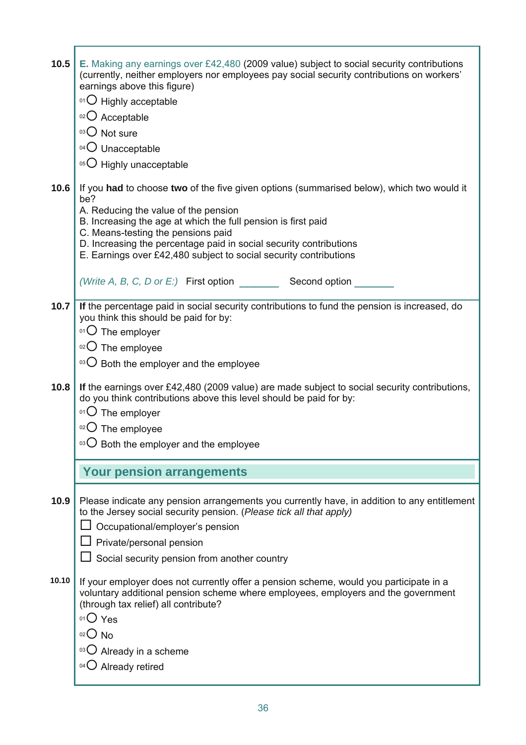**10.5** E. Making any earnings over £42,480 (2009 value) subject to social security contributions (currently, neither employers nor employees pay social security contributions on workers' earnings above this figure)

- 01 ○ Highly acceptable
- 02 ○ Acceptable
- 03 ○ Not sure
- 04 ○ Unacceptable
- 05 ○ Highly unacceptable

**10.6** If you **had** to choose **two** of the five given options (summarised below), which two would it be?

A. Reducing the value of the pension
B. Increasing the age at which the full pension is first paid
C. Means-testing the pensions paid
D. Increasing the percentage paid in social security contributions
E. Earnings over £42,480 subject to social security contributions

*(Write A, B, C, D or E:)* First option _______ Second option _______

**10.7** **If** the percentage paid in social security contributions to fund the pension is increased, do you think this should be paid for by:

- 01 ○ The employer
- 02 ○ The employee
- 03 ○ Both the employer and the employee

**10.8** **If** the earnings over £42,480 (2009 value) are made subject to social security contributions, do you think contributions above this level should be paid for by:

- 01 ○ The employer
- 02 ○ The employee
- 03 ○ Both the employer and the employee

## Your pension arrangements

**10.9** Please indicate any pension arrangements you currently have, in addition to any entitlement to the Jersey social security pension. (*Please tick all that apply*)

- ☐ Occupational/employer's pension
- ☐ Private/personal pension
- ☐ Social security pension from another country

**10.10** If your employer does not currently offer a pension scheme, would you participate in a voluntary additional pension scheme where employees, employers and the government (through tax relief) all contribute?

- 01 ○ Yes
- 02 ○ No
- 03 ○ Already in a scheme
- 04 ○ Already retired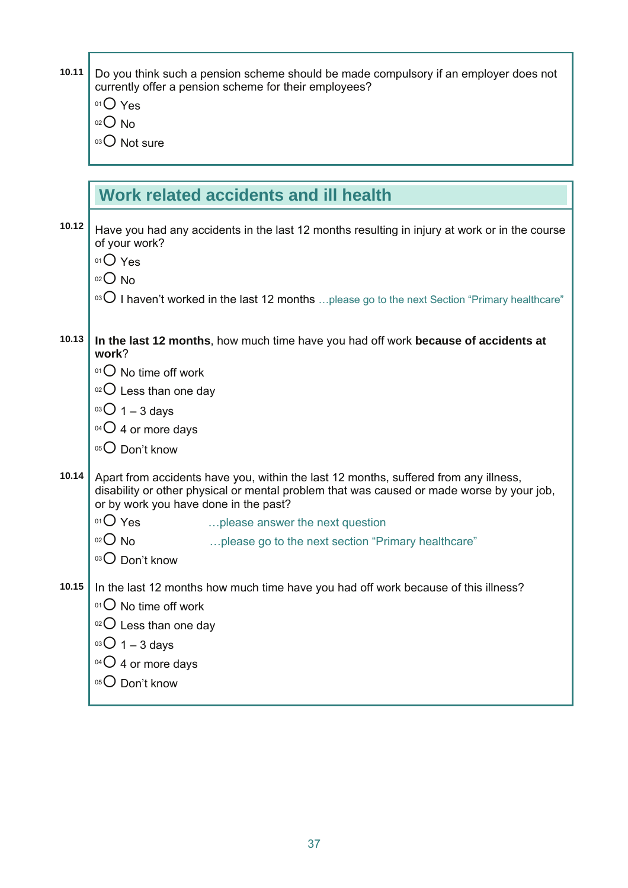**10.11** Do you think such a pension scheme should be made compulsory if an employer does not currently offer a pension scheme for their employees?

- 01 ○ Yes
- 02 ○ No
- 03 ○ Not sure

## Work related accidents and ill health

**10.12** Have you had any accidents in the last 12 months resulting in injury at work or in the course of your work?

- 01 ○ Yes
- 02 ○ No
- 03 ○ I haven't worked in the last 12 months …please go to the next Section "Primary healthcare"

**10.13** **In the last 12 months**, how much time have you had off work **because of accidents at work**?

- 01 ○ No time off work
- 02 ○ Less than one day
- 03 ○ 1 – 3 days
- 04 ○ 4 or more days
- 05 ○ Don't know

**10.14** Apart from accidents have you, within the last 12 months, suffered from any illness, disability or other physical or mental problem that was caused or made worse by your job, or by work you have done in the past?

- 01 ○ Yes …please answer the next question
- 02 ○ No …please go to the next section "Primary healthcare"
- 03 ○ Don't know

**10.15** In the last 12 months how much time have you had off work because of this illness?

- 01 ○ No time off work
- 02 ○ Less than one day
- 03 ○ 1 – 3 days
- 04 ○ 4 or more days
- 05 ○ Don't know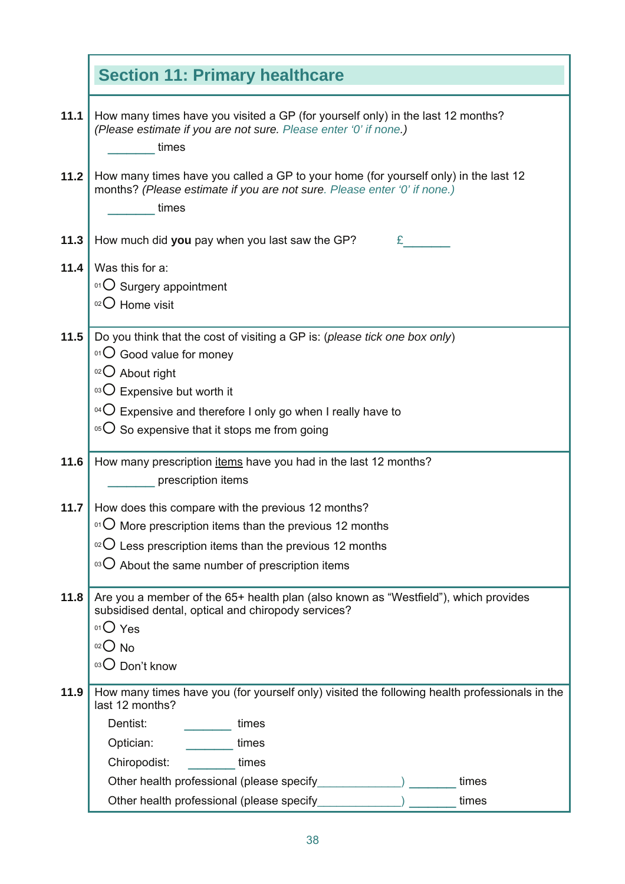## Section 11: Primary healthcare

**11.1** How many times have you visited a GP (for yourself only) in the last 12 months? *(Please estimate if you are not sure. Please enter '0' if none.)*

_______ times

**11.2** How many times have you called a GP to your home (for yourself only) in the last 12 months? *(Please estimate if you are not sure. Please enter '0' if none.)*

_______ times

**11.3** How much did **you** pay when you last saw the GP? £_______

**11.4** Was this for a:

- 01 ○ Surgery appointment
- 02 ○ Home visit

**11.5** Do you think that the cost of visiting a GP is: (*please tick one box only*)

- 01 ○ Good value for money
- 02 ○ About right
- 03 ○ Expensive but worth it
- 04 ○ Expensive and therefore I only go when I really have to
- 05 ○ So expensive that it stops me from going

**11.6** How many prescription <u>items</u> have you had in the last 12 months?

_______ prescription items

**11.7** How does this compare with the previous 12 months?

- 01 ○ More prescription items than the previous 12 months
- 02 ○ Less prescription items than the previous 12 months
- 03 ○ About the same number of prescription items

**11.8** Are you a member of the 65+ health plan (also known as "Westfield"), which provides subsidised dental, optical and chiropody services?

- 01 ○ Yes
- 02 ○ No
- 03 ○ Don't know

**11.9** How many times have you (for yourself only) visited the following health professionals in the last 12 months?

Dentist: _______ times

Optician: _______ times

Chiropodist: _______ times

Other health professional (please specify_____________) _______ times

Other health professional (please specify_____________) _______ times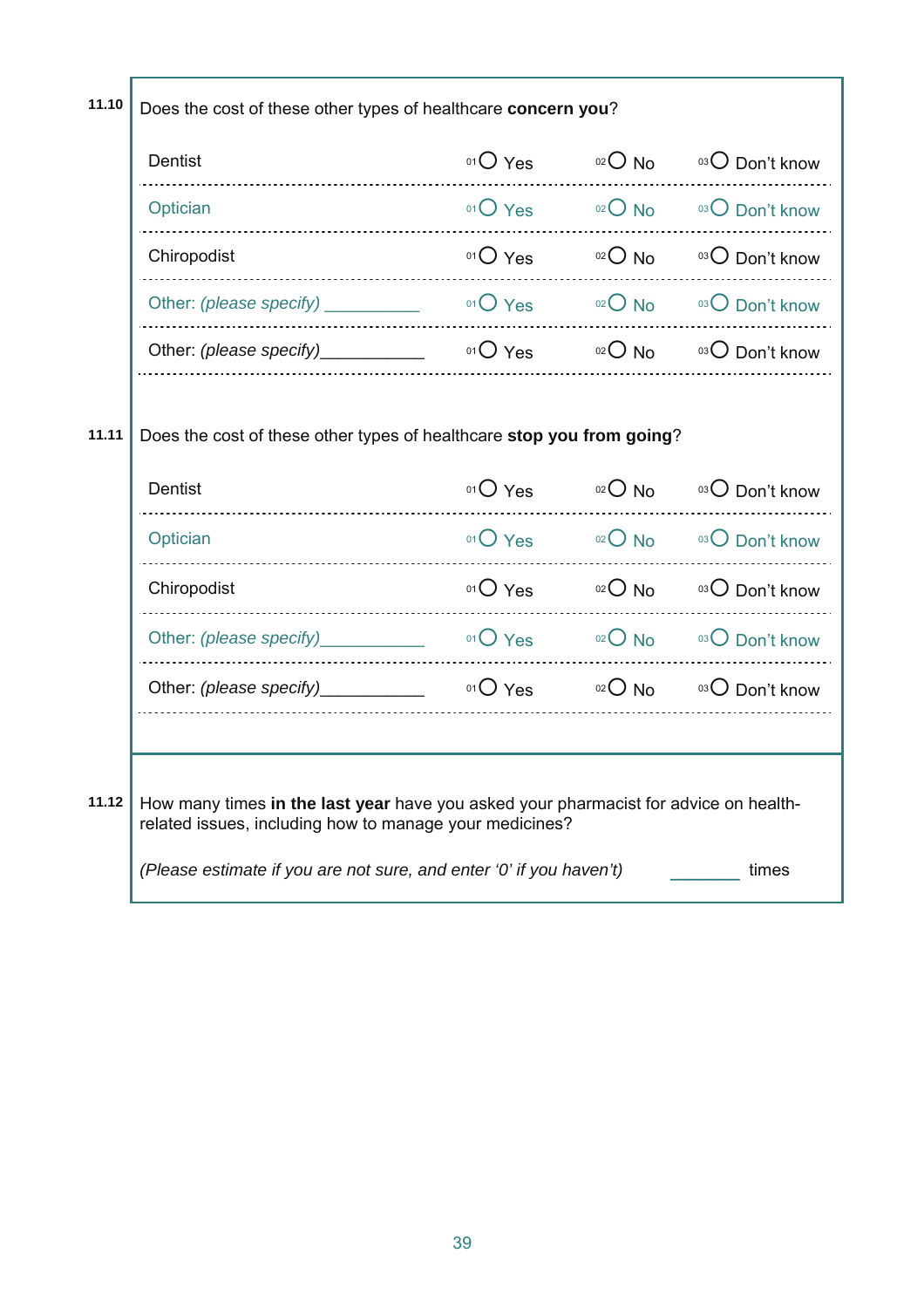**11.10** Does the cost of these other types of healthcare **concern you**?

| | | | |
|---|---|---|---|
| Dentist | 01 ○ Yes | 02 ○ No | 03 ○ Don't know |
| Optician | 01 ○ Yes | 02 ○ No | 03 ○ Don't know |
| Chiropodist | 01 ○ Yes | 02 ○ No | 03 ○ Don't know |
| Other: *(please specify)* __________ | 01 ○ Yes | 02 ○ No | 03 ○ Don't know |
| Other: *(please specify)*___________ | 01 ○ Yes | 02 ○ No | 03 ○ Don't know |

**11.11** Does the cost of these other types of healthcare **stop you from going**?

| | | | |
|---|---|---|---|
| Dentist | 01 ○ Yes | 02 ○ No | 03 ○ Don't know |
| Optician | 01 ○ Yes | 02 ○ No | 03 ○ Don't know |
| Chiropodist | 01 ○ Yes | 02 ○ No | 03 ○ Don't know |
| Other: *(please specify)*___________ | 01 ○ Yes | 02 ○ No | 03 ○ Don't know |
| Other: *(please specify)*___________ | 01 ○ Yes | 02 ○ No | 03 ○ Don't know |

**11.12** How many times **in the last year** have you asked your pharmacist for advice on health-related issues, including how to manage your medicines?

*(Please estimate if you are not sure, and enter '0' if you haven't)* ________ times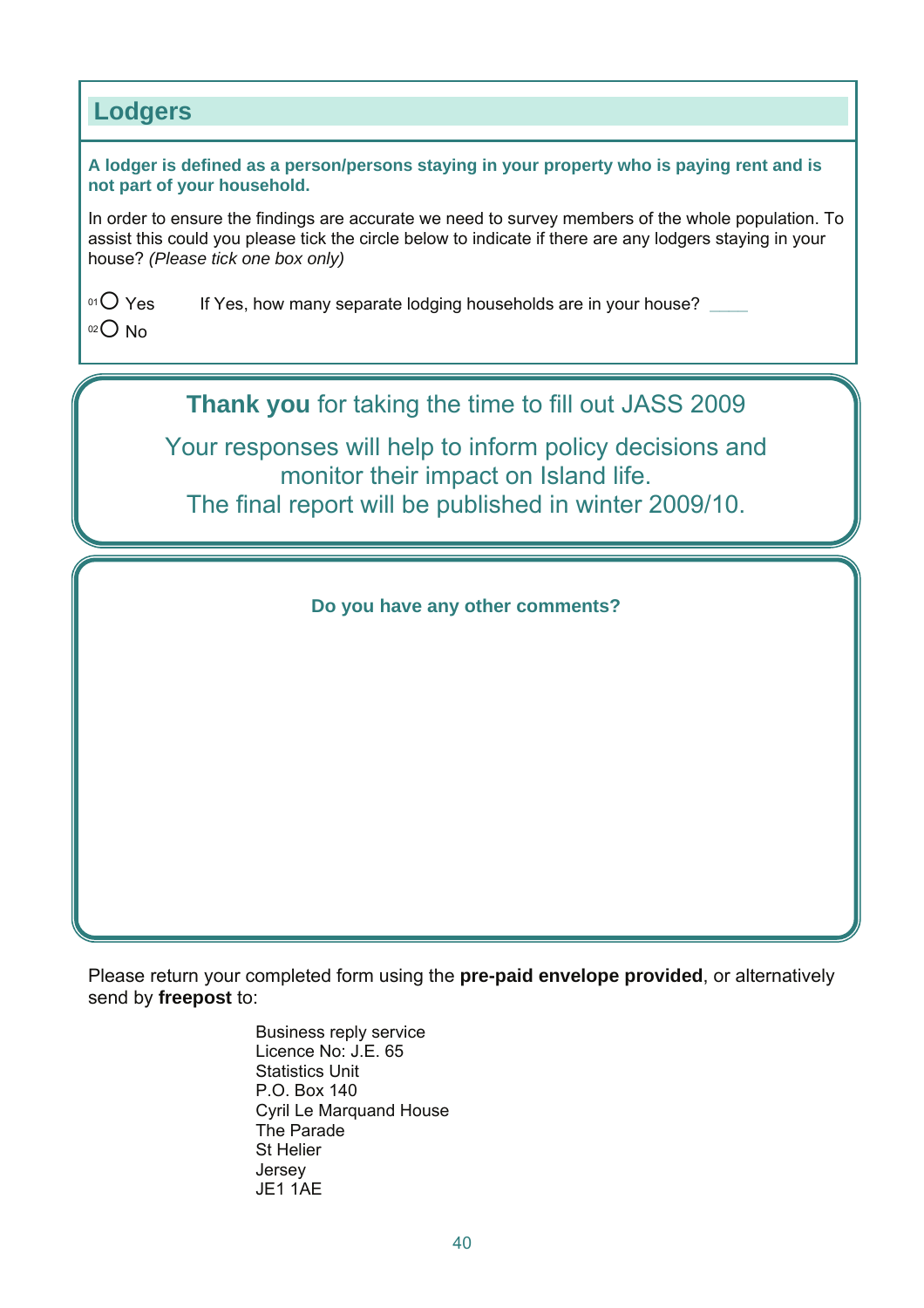## Lodgers

**A lodger is defined as a person/persons staying in your property who is paying rent and is not part of your household.**

In order to ensure the findings are accurate we need to survey members of the whole population. To assist this could you please tick the circle below to indicate if there are any lodgers staying in your house? *(Please tick one box only)*

01 ○ Yes If Yes, how many separate lodging households are in your house? ____

02 ○ No

**Thank you** for taking the time to fill out JASS 2009

Your responses will help to inform policy decisions and monitor their impact on Island life.
The final report will be published in winter 2009/10.

**Do you have any other comments?**

Please return your completed form using the **pre-paid envelope provided**, or alternatively send by **freepost** to:

Business reply service
Licence No: J.E. 65
Statistics Unit
P.O. Box 140
Cyril Le Marquand House
The Parade
St Helier
Jersey
JE1 1AE